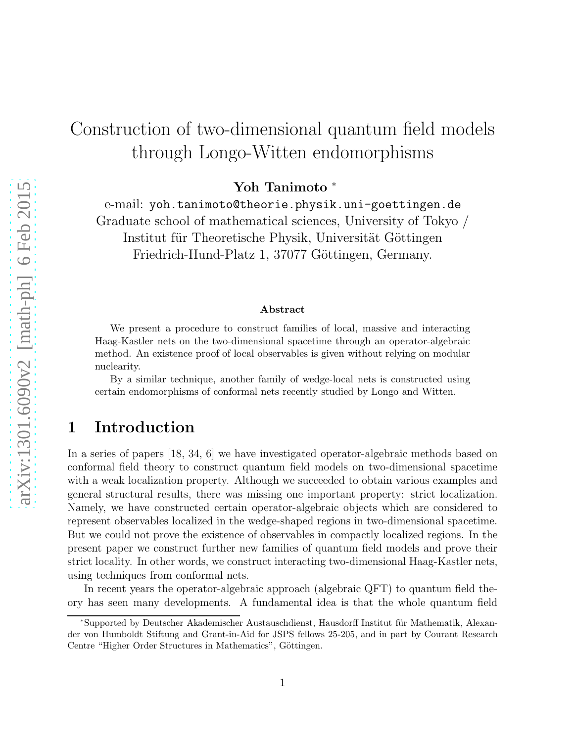# Construction of two-dimensional quantum field models through Longo-Witten endomorphisms

**Yoh Tanimoto** *

e-mail: `yoh.tanimoto@theorie.physik.uni-goettingen.de`
Graduate school of mathematical sciences, University of Tokyo /
Institut für Theoretische Physik, Universität Göttingen
Friedrich-Hund-Platz 1, 37077 Göttingen, Germany.

**Abstract**

We present a procedure to construct families of local, massive and interacting Haag-Kastler nets on the two-dimensional spacetime through an operator-algebraic method. An existence proof of local observables is given without relying on modular nuclearity.

By a similar technique, another family of wedge-local nets is constructed using certain endomorphisms of conformal nets recently studied by Longo and Witten.

## 1 Introduction

In a series of papers [18, 34, 6] we have investigated operator-algebraic methods based on conformal field theory to construct quantum field models on two-dimensional spacetime with a weak localization property. Although we succeeded to obtain various examples and general structural results, there was missing one important property: strict localization. Namely, we have constructed certain operator-algebraic objects which are considered to represent observables localized in the wedge-shaped regions in two-dimensional spacetime. But we could not prove the existence of observables in compactly localized regions. In the present paper we construct further new families of quantum field models and prove their strict locality. In other words, we construct interacting two-dimensional Haag-Kastler nets, using techniques from conformal nets.

In recent years the operator-algebraic approach (algebraic QFT) to quantum field theory has seen many developments. A fundamental idea is that the whole quantum field

*Supported by Deutscher Akademischer Austauschdienst, Hausdorff Institut für Mathematik, Alexander von Humboldt Stiftung and Grant-in-Aid for JSPS fellows 25-205, and in part by Courant Research Centre "Higher Order Structures in Mathematics", Göttingen.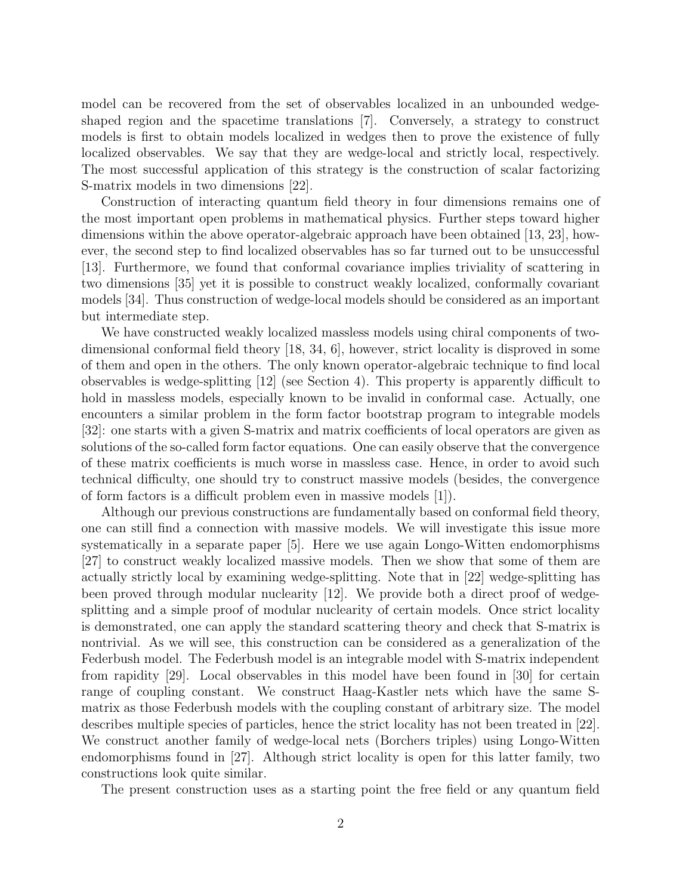model can be recovered from the set of observables localized in an unbounded wedge-shaped region and the spacetime translations [7]. Conversely, a strategy to construct models is first to obtain models localized in wedges then to prove the existence of fully localized observables. We say that they are wedge-local and strictly local, respectively. The most successful application of this strategy is the construction of scalar factorizing S-matrix models in two dimensions [22].

Construction of interacting quantum field theory in four dimensions remains one of the most important open problems in mathematical physics. Further steps toward higher dimensions within the above operator-algebraic approach have been obtained [13, 23], however, the second step to find localized observables has so far turned out to be unsuccessful [13]. Furthermore, we found that conformal covariance implies triviality of scattering in two dimensions [35] yet it is possible to construct weakly localized, conformally covariant models [34]. Thus construction of wedge-local models should be considered as an important but intermediate step.

We have constructed weakly localized massless models using chiral components of two-dimensional conformal field theory [18, 34, 6], however, strict locality is disproved in some of them and open in the others. The only known operator-algebraic technique to find local observables is wedge-splitting [12] (see Section 4). This property is apparently difficult to hold in massless models, especially known to be invalid in conformal case. Actually, one encounters a similar problem in the form factor bootstrap program to integrable models [32]: one starts with a given S-matrix and matrix coefficients of local operators are given as solutions of the so-called form factor equations. One can easily observe that the convergence of these matrix coefficients is much worse in massless case. Hence, in order to avoid such technical difficulty, one should try to construct massive models (besides, the convergence of form factors is a difficult problem even in massive models [1]).

Although our previous constructions are fundamentally based on conformal field theory, one can still find a connection with massive models. We will investigate this issue more systematically in a separate paper [5]. Here we use again Longo-Witten endomorphisms [27] to construct weakly localized massive models. Then we show that some of them are actually strictly local by examining wedge-splitting. Note that in [22] wedge-splitting has been proved through modular nuclearity [12]. We provide both a direct proof of wedge-splitting and a simple proof of modular nuclearity of certain models. Once strict locality is demonstrated, one can apply the standard scattering theory and check that S-matrix is nontrivial. As we will see, this construction can be considered as a generalization of the Federbush model. The Federbush model is an integrable model with S-matrix independent from rapidity [29]. Local observables in this model have been found in [30] for certain range of coupling constant. We construct Haag-Kastler nets which have the same S-matrix as those Federbush models with the coupling constant of arbitrary size. The model describes multiple species of particles, hence the strict locality has not been treated in [22]. We construct another family of wedge-local nets (Borchers triples) using Longo-Witten endomorphisms found in [27]. Although strict locality is open for this latter family, two constructions look quite similar.

The present construction uses as a starting point the free field or any quantum field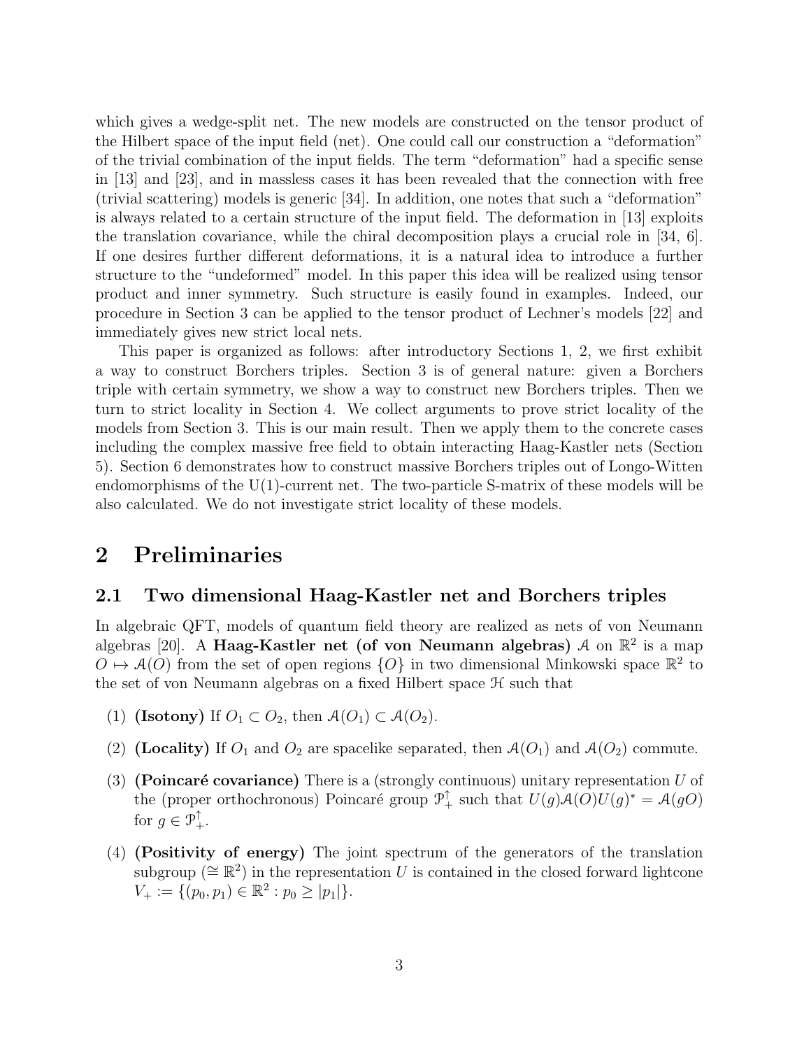which gives a wedge-split net. The new models are constructed on the tensor product of the Hilbert space of the input field (net). One could call our construction a "deformation" of the trivial combination of the input fields. The term "deformation" had a specific sense in [13] and [23], and in massless cases it has been revealed that the connection with free (trivial scattering) models is generic [34]. In addition, one notes that such a "deformation" is always related to a certain structure of the input field. The deformation in [13] exploits the translation covariance, while the chiral decomposition plays a crucial role in [34, 6]. If one desires further different deformations, it is a natural idea to introduce a further structure to the "undeformed" model. In this paper this idea will be realized using tensor product and inner symmetry. Such structure is easily found in examples. Indeed, our procedure in Section 3 can be applied to the tensor product of Lechner's models [22] and immediately gives new strict local nets.

This paper is organized as follows: after introductory Sections 1, 2, we first exhibit a way to construct Borchers triples. Section 3 is of general nature: given a Borchers triple with certain symmetry, we show a way to construct new Borchers triples. Then we turn to strict locality in Section 4. We collect arguments to prove strict locality of the models from Section 3. This is our main result. Then we apply them to the concrete cases including the complex massive free field to obtain interacting Haag-Kastler nets (Section 5). Section 6 demonstrates how to construct massive Borchers triples out of Longo-Witten endomorphisms of the U(1)-current net. The two-particle S-matrix of these models will be also calculated. We do not investigate strict locality of these models.

# 2 Preliminaries

## 2.1 Two dimensional Haag-Kastler net and Borchers triples

In algebraic QFT, models of quantum field theory are realized as nets of von Neumann algebras [20]. A **Haag-Kastler net (of von Neumann algebras)** $\mathcal{A}$ on $\mathbb{R}^2$ is a map $O \mapsto \mathcal{A}(O)$ from the set of open regions $\{O\}$ in two dimensional Minkowski space $\mathbb{R}^2$ to the set of von Neumann algebras on a fixed Hilbert space $\mathcal{H}$ such that

(1) **(Isotony)** If $O_1 \subset O_2$, then $\mathcal{A}(O_1) \subset \mathcal{A}(O_2)$.

(2) **(Locality)** If $O_1$ and $O_2$ are spacelike separated, then $\mathcal{A}(O_1)$ and $\mathcal{A}(O_2)$ commute.

(3) **(Poincaré covariance)** There is a (strongly continuous) unitary representation $U$ of the (proper orthochronous) Poincaré group $\mathcal{P}_+^\uparrow$ such that $U(g)\mathcal{A}(O)U(g)^* = \mathcal{A}(gO)$ for $g \in \mathcal{P}_+^\uparrow$.

(4) **(Positivity of energy)** The joint spectrum of the generators of the translation subgroup ($\cong \mathbb{R}^2$) in the representation $U$ is contained in the closed forward lightcone $V_+ := \{(p_0, p_1) \in \mathbb{R}^2 : p_0 \geq |p_1|\}$.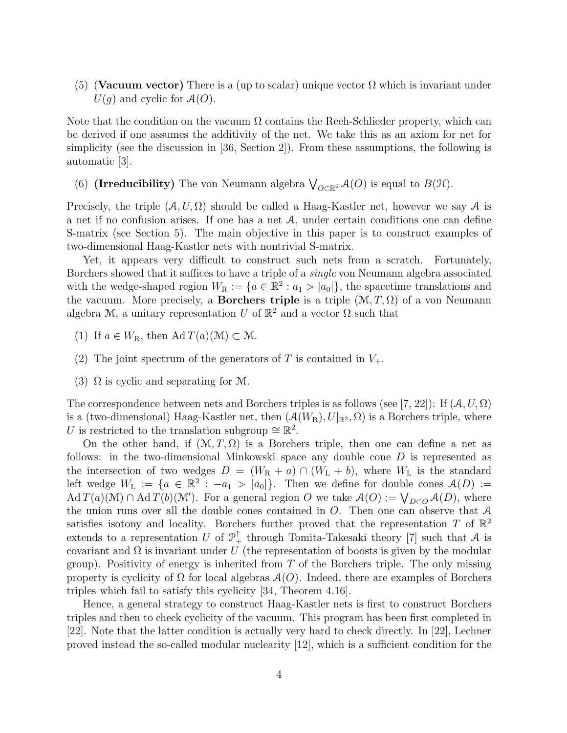(5) **(Vacuum vector)** There is a (up to scalar) unique vector $\Omega$ which is invariant under $U(g)$ and cyclic for $\mathcal{A}(O)$.

Note that the condition on the vacuum $\Omega$ contains the Reeh-Schlieder property, which can be derived if one assumes the additivity of the net. We take this as an axiom for net for simplicity (see the discussion in [36, Section 2]). From these assumptions, the following is automatic [3].

(6) **(Irreducibility)** The von Neumann algebra $\bigvee_{O \subset \mathbb{R}^2} \mathcal{A}(O)$ is equal to $B(\mathcal{H})$.

Precisely, the triple $(\mathcal{A}, U, \Omega)$ should be called a Haag-Kastler net, however we say $\mathcal{A}$ is a net if no confusion arises. If one has a net $\mathcal{A}$, under certain conditions one can define S-matrix (see Section 5). The main objective in this paper is to construct examples of two-dimensional Haag-Kastler nets with nontrivial S-matrix.

Yet, it appears very difficult to construct such nets from a scratch. Fortunately, Borchers showed that it suffices to have a triple of a *single* von Neumann algebra associated with the wedge-shaped region $W_{\mathrm{R}} := \{a \in \mathbb{R}^2 : a_1 > |a_0|\}$, the spacetime translations and the vacuum. More precisely, a **Borchers triple** is a triple $(\mathcal{M}, T, \Omega)$ of a von Neumann algebra $\mathcal{M}$, a unitary representation $U$ of $\mathbb{R}^2$ and a vector $\Omega$ such that

(1) If $a \in W_{\mathrm{R}}$, then $\operatorname{Ad} T(a)(\mathcal{M}) \subset \mathcal{M}$.

(2) The joint spectrum of the generators of $T$ is contained in $V_+$.

(3) $\Omega$ is cyclic and separating for $\mathcal{M}$.

The correspondence between nets and Borchers triples is as follows (see [7, 22]): If $(\mathcal{A}, U, \Omega)$ is a (two-dimensional) Haag-Kastler net, then $(\mathcal{A}(W_{\mathrm{R}}), U|_{\mathbb{R}^2}, \Omega)$ is a Borchers triple, where $U$ is restricted to the translation subgroup $\cong \mathbb{R}^2$.

On the other hand, if $(\mathcal{M}, T, \Omega)$ is a Borchers triple, then one can define a net as follows: in the two-dimensional Minkowski space any double cone $D$ is represented as the intersection of two wedges $D = (W_{\mathrm{R}} + a) \cap (W_{\mathrm{L}} + b)$, where $W_{\mathrm{L}}$ is the standard left wedge $W_{\mathrm{L}} := \{a \in \mathbb{R}^2 : -a_1 > |a_0|\}$. Then we define for double cones $\mathcal{A}(D) := \operatorname{Ad} T(a)(\mathcal{M}) \cap \operatorname{Ad} T(b)(\mathcal{M}')$. For a general region $O$ we take $\mathcal{A}(O) := \bigvee_{D \subset O} \mathcal{A}(D)$, where the union runs over all the double cones contained in $O$. Then one can observe that $\mathcal{A}$ satisfies isotony and locality. Borchers further proved that the representation $T$ of $\mathbb{R}^2$ extends to a representation $U$ of $\mathcal{P}_+^\uparrow$ through Tomita-Takesaki theory [7] such that $\mathcal{A}$ is covariant and $\Omega$ is invariant under $U$ (the representation of boosts is given by the modular group). Positivity of energy is inherited from $T$ of the Borchers triple. The only missing property is cyclicity of $\Omega$ for local algebras $\mathcal{A}(O)$. Indeed, there are examples of Borchers triples which fail to satisfy this cyclicity [34, Theorem 4.16].

Hence, a general strategy to construct Haag-Kastler nets is first to construct Borchers triples and then to check cyclicity of the vacuum. This program has been first completed in [22]. Note that the latter condition is actually very hard to check directly. In [22], Lechner proved instead the so-called modular nuclearity [12], which is a sufficient condition for the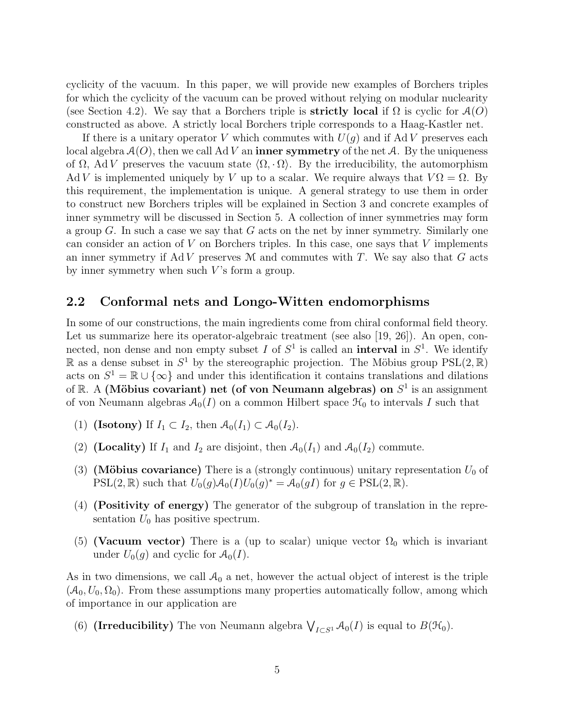cyclicity of the vacuum. In this paper, we will provide new examples of Borchers triples for which the cyclicity of the vacuum can be proved without relying on modular nuclearity (see Section 4.2). We say that a Borchers triple is **strictly local** if $\Omega$ is cyclic for $\mathcal{A}(O)$ constructed as above. A strictly local Borchers triple corresponds to a Haag-Kastler net.

If there is a unitary operator $V$ which commutes with $U(g)$ and if $\operatorname{Ad} V$ preserves each local algebra $\mathcal{A}(O)$, then we call $\operatorname{Ad} V$ an **inner symmetry** of the net $\mathcal{A}$. By the uniqueness of $\Omega$, $\operatorname{Ad} V$ preserves the vacuum state $\langle \Omega, \cdot\, \Omega\rangle$. By the irreducibility, the automorphism $\operatorname{Ad} V$ is implemented uniquely by $V$ up to a scalar. We require always that $V\Omega = \Omega$. By this requirement, the implementation is unique. A general strategy to use them in order to construct new Borchers triples will be explained in Section 3 and concrete examples of inner symmetry will be discussed in Section 5. A collection of inner symmetries may form a group $G$. In such a case we say that $G$ acts on the net by inner symmetry. Similarly one can consider an action of $V$ on Borchers triples. In this case, one says that $V$ implements an inner symmetry if $\operatorname{Ad} V$ preserves $\mathcal{M}$ and commutes with $T$. We say also that $G$ acts by inner symmetry when such $V$'s form a group.

## 2.2 Conformal nets and Longo-Witten endomorphisms

In some of our constructions, the main ingredients come from chiral conformal field theory. Let us summarize here its operator-algebraic treatment (see also [19, 26]). An open, connected, non dense and non empty subset $I$ of $S^1$ is called an **interval** in $S^1$. We identify $\mathbb{R}$ as a dense subset in $S^1$ by the stereographic projection. The Möbius group $\mathrm{PSL}(2,\mathbb{R})$ acts on $S^1 = \mathbb{R}\cup\{\infty\}$ and under this identification it contains translations and dilations of $\mathbb{R}$. A **(Möbius covariant) net (of von Neumann algebras) on** $S^1$ is an assignment of von Neumann algebras $\mathcal{A}_0(I)$ on a common Hilbert space $\mathcal{H}_0$ to intervals $I$ such that

1. **(Isotony)** If $I_1 \subset I_2$, then $\mathcal{A}_0(I_1) \subset \mathcal{A}_0(I_2)$.
2. **(Locality)** If $I_1$ and $I_2$ are disjoint, then $\mathcal{A}_0(I_1)$ and $\mathcal{A}_0(I_2)$ commute.
3. **(Möbius covariance)** There is a (strongly continuous) unitary representation $U_0$ of $\mathrm{PSL}(2,\mathbb{R})$ such that $U_0(g)\mathcal{A}_0(I)U_0(g)^* = \mathcal{A}_0(gI)$ for $g \in \mathrm{PSL}(2,\mathbb{R})$.
4. **(Positivity of energy)** The generator of the subgroup of translation in the representation $U_0$ has positive spectrum.
5. **(Vacuum vector)** There is a (up to scalar) unique vector $\Omega_0$ which is invariant under $U_0(g)$ and cyclic for $\mathcal{A}_0(I)$.

As in two dimensions, we call $\mathcal{A}_0$ a net, however the actual object of interest is the triple $(\mathcal{A}_0, U_0, \Omega_0)$. From these assumptions many properties automatically follow, among which of importance in our application are

6. **(Irreducibility)** The von Neumann algebra $\bigvee_{I\subset S^1} \mathcal{A}_0(I)$ is equal to $B(\mathcal{H}_0)$.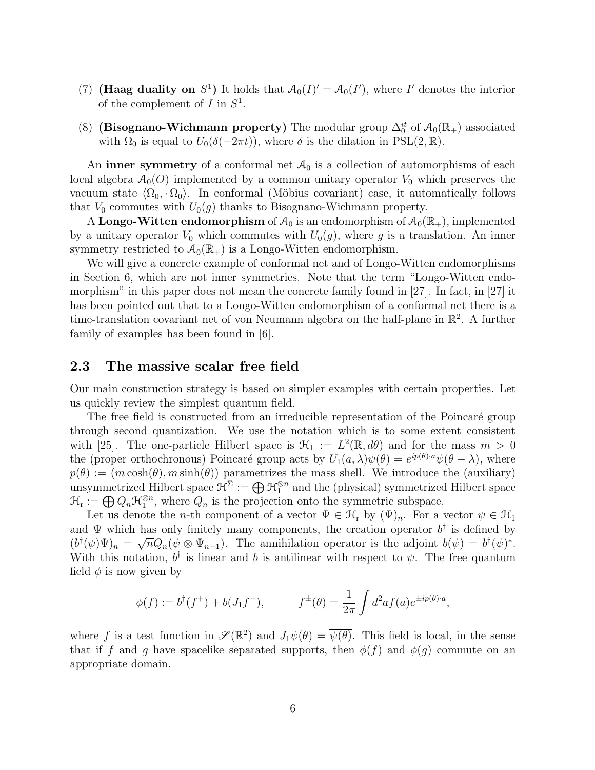(7) **(Haag duality on $S^1$)** It holds that $\mathcal{A}_0(I)' = \mathcal{A}_0(I')$, where $I'$ denotes the interior of the complement of $I$ in $S^1$.

(8) **(Bisognano-Wichmann property)** The modular group $\Delta_0^{it}$ of $\mathcal{A}_0(\mathbb{R}_+)$ associated with $\Omega_0$ is equal to $U_0(\delta(-2\pi t))$, where $\delta$ is the dilation in $\mathrm{PSL}(2,\mathbb{R})$.

An **inner symmetry** of a conformal net $\mathcal{A}_0$ is a collection of automorphisms of each local algebra $\mathcal{A}_0(O)$ implemented by a common unitary operator $V_0$ which preserves the vacuum state $\langle \Omega_0, \cdot\, \Omega_0\rangle$. In conformal (Möbius covariant) case, it automatically follows that $V_0$ commutes with $U_0(g)$ thanks to Bisognano-Wichmann property.

A **Longo-Witten endomorphism** of $\mathcal{A}_0$ is an endomorphism of $\mathcal{A}_0(\mathbb{R}_+)$, implemented by a unitary operator $V_0$ which commutes with $U_0(g)$, where $g$ is a translation. An inner symmetry restricted to $\mathcal{A}_0(\mathbb{R}_+)$ is a Longo-Witten endomorphism.

We will give a concrete example of conformal net and of Longo-Witten endomorphisms in Section 6, which are not inner symmetries. Note that the term "Longo-Witten endomorphism" in this paper does not mean the concrete family found in [27]. In fact, in [27] it has been pointed out that to a Longo-Witten endomorphism of a conformal net there is a time-translation covariant net of von Neumann algebra on the half-plane in $\mathbb{R}^2$. A further family of examples has been found in [6].

## 2.3 The massive scalar free field

Our main construction strategy is based on simpler examples with certain properties. Let us quickly review the simplest quantum field.

The free field is constructed from an irreducible representation of the Poincaré group through second quantization. We use the notation which is to some extent consistent with [25]. The one-particle Hilbert space is $\mathcal{H}_1 := L^2(\mathbb{R}, d\theta)$ and for the mass $m > 0$ the (proper orthochronous) Poincaré group acts by $U_1(a,\lambda)\psi(\theta) = e^{ip(\theta)\cdot a}\psi(\theta - \lambda)$, where $p(\theta) := (m\cosh(\theta), m\sinh(\theta))$ parametrizes the mass shell. We introduce the (auxiliary) unsymmetrized Hilbert space $\mathcal{H}^\Sigma := \bigoplus \mathcal{H}_1^{\otimes n}$ and the (physical) symmetrized Hilbert space $\mathcal{H}_\mathrm{r} := \bigoplus Q_n \mathcal{H}_1^{\otimes n}$, where $Q_n$ is the projection onto the symmetric subspace.

Let us denote the $n$-th component of a vector $\Psi \in \mathcal{H}_\mathrm{r}$ by $(\Psi)_n$. For a vector $\psi \in \mathcal{H}_1$ and $\Psi$ which has only finitely many components, the creation operator $b^\dagger$ is defined by $(b^\dagger(\psi)\Psi)_n = \sqrt{n}Q_n(\psi \otimes \Psi_{n-1})$. The annihilation operator is the adjoint $b(\psi) = b^\dagger(\psi)^*$. With this notation, $b^\dagger$ is linear and $b$ is antilinear with respect to $\psi$. The free quantum field $\phi$ is now given by

$$\phi(f) := b^\dagger(f^+) + b(J_1 f^-), \qquad f^\pm(\theta) = \frac{1}{2\pi}\int d^2a\, f(a) e^{\pm ip(\theta)\cdot a},$$

where $f$ is a test function in $\mathscr{S}(\mathbb{R}^2)$ and $J_1\psi(\theta) = \overline{\psi(\theta)}$. This field is local, in the sense that if $f$ and $g$ have spacelike separated supports, then $\phi(f)$ and $\phi(g)$ commute on an appropriate domain.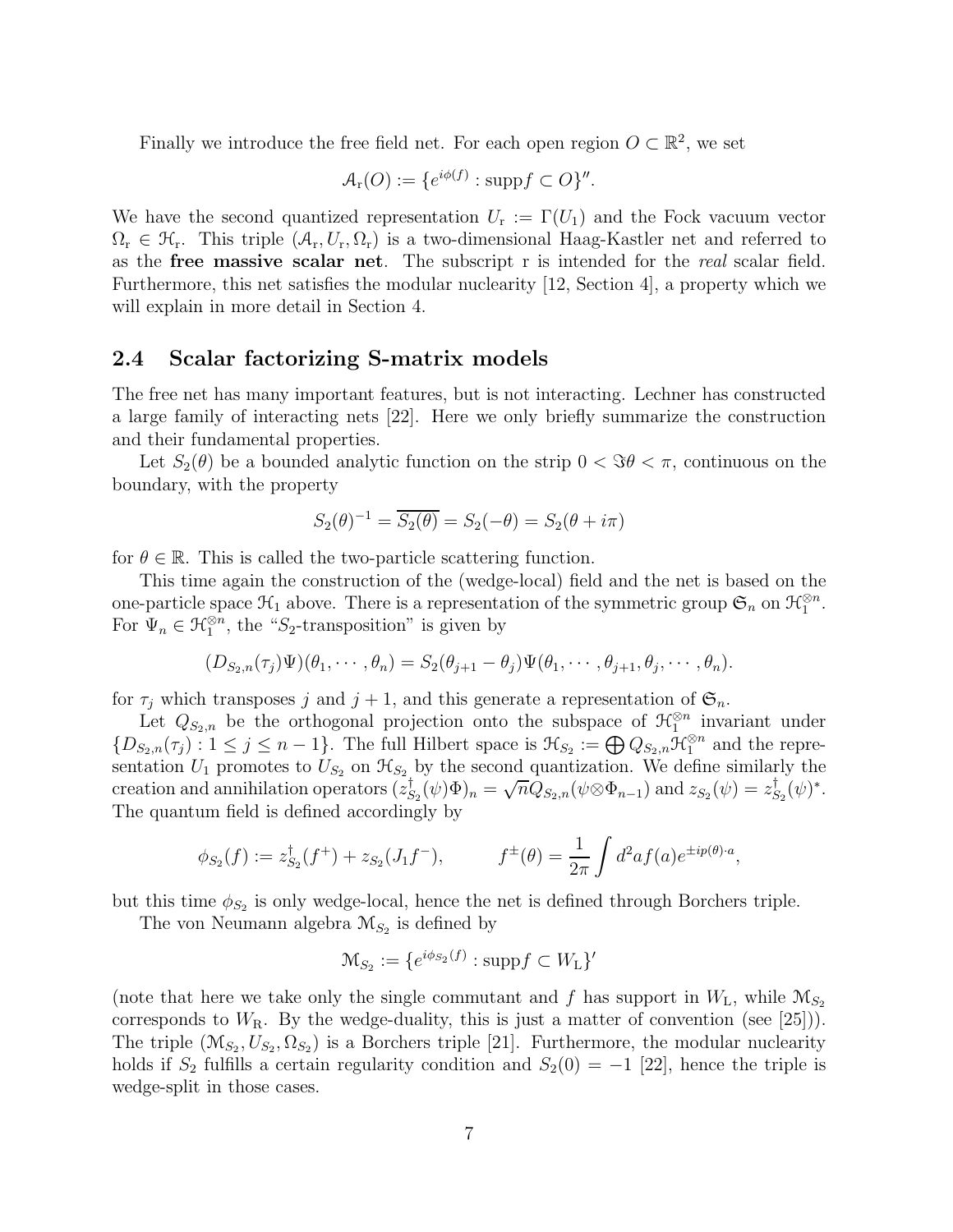Finally we introduce the free field net. For each open region $O \subset \mathbb{R}^2$, we set

$$\mathcal{A}_{\mathrm{r}}(O) := \{e^{i\phi(f)} : \mathrm{supp} f \subset O\}''.$$

We have the second quantized representation $U_{\mathrm{r}} := \Gamma(U_1)$ and the Fock vacuum vector $\Omega_{\mathrm{r}} \in \mathcal{H}_{\mathrm{r}}$. This triple $(\mathcal{A}_{\mathrm{r}}, U_{\mathrm{r}}, \Omega_{\mathrm{r}})$ is a two-dimensional Haag-Kastler net and referred to as the **free massive scalar net**. The subscript r is intended for the *real* scalar field. Furthermore, this net satisfies the modular nuclearity [12, Section 4], a property which we will explain in more detail in Section 4.

### 2.4 Scalar factorizing S-matrix models

The free net has many important features, but is not interacting. Lechner has constructed a large family of interacting nets [22]. Here we only briefly summarize the construction and their fundamental properties.

Let $S_2(\theta)$ be a bounded analytic function on the strip $0 < \Im\theta < \pi$, continuous on the boundary, with the property

$$S_2(\theta)^{-1} = \overline{S_2(\theta)} = S_2(-\theta) = S_2(\theta + i\pi)$$

for $\theta \in \mathbb{R}$. This is called the two-particle scattering function.

This time again the construction of the (wedge-local) field and the net is based on the one-particle space $\mathcal{H}_1$ above. There is a representation of the symmetric group $\mathfrak{S}_n$ on $\mathcal{H}_1^{\otimes n}$. For $\Psi_n \in \mathcal{H}_1^{\otimes n}$, the "$S_2$-transposition" is given by

$$(D_{S_2,n}(\tau_j)\Psi)(\theta_1, \cdots, \theta_n) = S_2(\theta_{j+1} - \theta_j)\Psi(\theta_1, \cdots, \theta_{j+1}, \theta_j, \cdots, \theta_n).$$

for $\tau_j$ which transposes $j$ and $j+1$, and this generate a representation of $\mathfrak{S}_n$.

Let $Q_{S_2,n}$ be the orthogonal projection onto the subspace of $\mathcal{H}_1^{\otimes n}$ invariant under $\{D_{S_2,n}(\tau_j) : 1 \leq j \leq n-1\}$. The full Hilbert space is $\mathcal{H}_{S_2} := \bigoplus Q_{S_2,n}\mathcal{H}_1^{\otimes n}$ and the representation $U_1$ promotes to $U_{S_2}$ on $\mathcal{H}_{S_2}$ by the second quantization. We define similarly the creation and annihilation operators $(z_{S_2}^\dagger(\psi)\Phi)_n = \sqrt{n}Q_{S_2,n}(\psi \otimes \Phi_{n-1})$ and $z_{S_2}(\psi) = z_{S_2}^\dagger(\psi)^*$. The quantum field is defined accordingly by

$$\phi_{S_2}(f) := z_{S_2}^\dagger(f^+) + z_{S_2}(J_1 f^-), \qquad f^\pm(\theta) = \frac{1}{2\pi}\int d^2a f(a) e^{\pm ip(\theta)\cdot a},$$

but this time $\phi_{S_2}$ is only wedge-local, hence the net is defined through Borchers triple.

The von Neumann algebra $\mathcal{M}_{S_2}$ is defined by

$$\mathcal{M}_{S_2} := \{e^{i\phi_{S_2}(f)} : \mathrm{supp} f \subset W_{\mathrm{L}}\}'$$

(note that here we take only the single commutant and $f$ has support in $W_{\mathrm{L}}$, while $\mathcal{M}_{S_2}$ corresponds to $W_{\mathrm{R}}$. By the wedge-duality, this is just a matter of convention (see [25])). The triple $(\mathcal{M}_{S_2}, U_{S_2}, \Omega_{S_2})$ is a Borchers triple [21]. Furthermore, the modular nuclearity holds if $S_2$ fulfills a certain regularity condition and $S_2(0) = -1$ [22], hence the triple is wedge-split in those cases.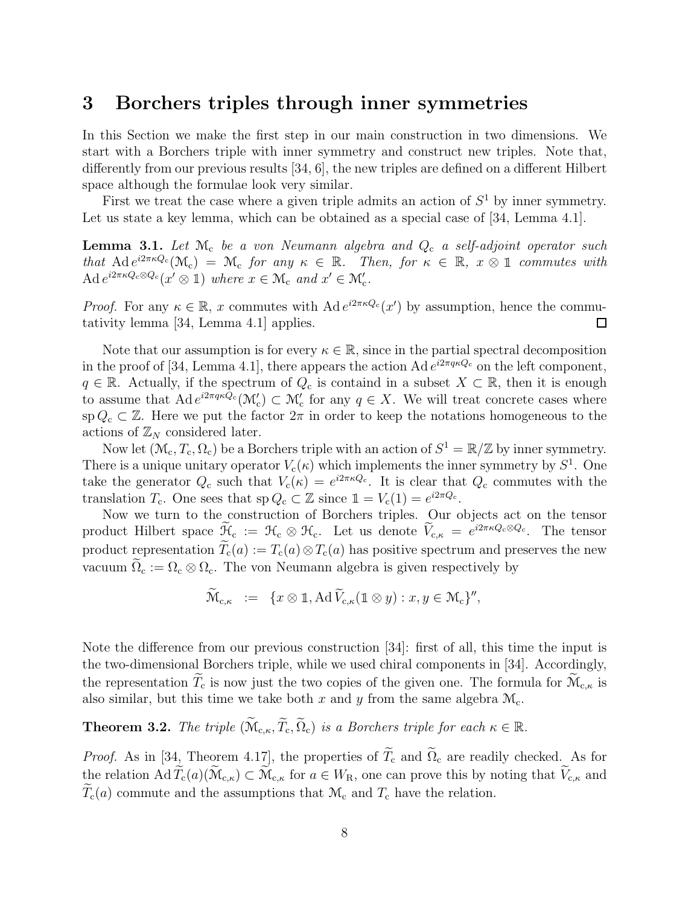# 3 Borchers triples through inner symmetries

In this Section we make the first step in our main construction in two dimensions. We start with a Borchers triple with inner symmetry and construct new triples. Note that, differently from our previous results [34, 6], the new triples are defined on a different Hilbert space although the formulae look very similar.

First we treat the case where a given triple admits an action of $S^1$ by inner symmetry. Let us state a key lemma, which can be obtained as a special case of [34, Lemma 4.1].

**Lemma 3.1.** *Let $\mathcal{M}_c$ be a von Neumann algebra and $Q_c$ a self-adjoint operator such that $\mathrm{Ad}\, e^{i2\pi\kappa Q_c}(\mathcal{M}_c) = \mathcal{M}_c$ for any $\kappa \in \mathbb{R}$. Then, for $\kappa \in \mathbb{R}$, $x \otimes \mathbb{1}$ commutes with $\mathrm{Ad}\, e^{i2\pi\kappa Q_c \otimes Q_c}(x' \otimes \mathbb{1})$ where $x \in \mathcal{M}_c$ and $x' \in \mathcal{M}_c'$.*

*Proof.* For any $\kappa \in \mathbb{R}$, $x$ commutes with $\mathrm{Ad}\, e^{i2\pi\kappa Q_c}(x')$ by assumption, hence the commutativity lemma [34, Lemma 4.1] applies. $\square$

Note that our assumption is for every $\kappa \in \mathbb{R}$, since in the partial spectral decomposition in the proof of [34, Lemma 4.1], there appears the action $\mathrm{Ad}\, e^{i2\pi q\kappa Q_c}$ on the left component, $q \in \mathbb{R}$. Actually, if the spectrum of $Q_c$ is containd in a subset $X \subset \mathbb{R}$, then it is enough to assume that $\mathrm{Ad}\, e^{i2\pi q\kappa Q_c}(\mathcal{M}_c') \subset \mathcal{M}_c'$ for any $q \in X$. We will treat concrete cases where $\mathrm{sp}\, Q_c \subset \mathbb{Z}$. Here we put the factor $2\pi$ in order to keep the notations homogeneous to the actions of $\mathbb{Z}_N$ considered later.

Now let $(\mathcal{M}_c, T_c, \Omega_c)$ be a Borchers triple with an action of $S^1 = \mathbb{R}/\mathbb{Z}$ by inner symmetry. There is a unique unitary operator $V_c(\kappa)$ which implements the inner symmetry by $S^1$. One take the generator $Q_c$ such that $V_c(\kappa) = e^{i2\pi\kappa Q_c}$. It is clear that $Q_c$ commutes with the translation $T_c$. One sees that $\mathrm{sp}\, Q_c \subset \mathbb{Z}$ since $\mathbb{1} = V_c(1) = e^{i2\pi Q_c}$.

Now we turn to the construction of Borchers triples. Our objects act on the tensor product Hilbert space $\widetilde{\mathcal{H}}_c := \mathcal{H}_c \otimes \mathcal{H}_c$. Let us denote $\widetilde{V}_{c,\kappa} = e^{i2\pi\kappa Q_c \otimes Q_c}$. The tensor product representation $\widetilde{T}_c(a) := T_c(a) \otimes T_c(a)$ has positive spectrum and preserves the new vacuum $\widetilde{\Omega}_c := \Omega_c \otimes \Omega_c$. The von Neumann algebra is given respectively by

$$\widetilde{\mathcal{M}}_{c,\kappa} \ := \ \{x \otimes \mathbb{1}, \mathrm{Ad}\, \widetilde{V}_{c,\kappa}(\mathbb{1} \otimes y) : x, y \in \mathcal{M}_c\}'',$$

Note the difference from our previous construction [34]: first of all, this time the input is the two-dimensional Borchers triple, while we used chiral components in [34]. Accordingly, the representation $\widetilde{T}_c$ is now just the two copies of the given one. The formula for $\widetilde{\mathcal{M}}_{c,\kappa}$ is also similar, but this time we take both $x$ and $y$ from the same algebra $\mathcal{M}_c$.

**Theorem 3.2.** *The triple $(\widetilde{\mathcal{M}}_{c,\kappa}, \widetilde{T}_c, \widetilde{\Omega}_c)$ is a Borchers triple for each $\kappa \in \mathbb{R}$.*

*Proof.* As in [34, Theorem 4.17], the properties of $\widetilde{T}_c$ and $\widetilde{\Omega}_c$ are readily checked. As for the relation $\mathrm{Ad}\, \widetilde{T}_c(a)(\widetilde{\mathcal{M}}_{c,\kappa}) \subset \widetilde{\mathcal{M}}_{c,\kappa}$ for $a \in W_R$, one can prove this by noting that $\widetilde{V}_{c,\kappa}$ and $\widetilde{T}_c(a)$ commute and the assumptions that $\mathcal{M}_c$ and $T_c$ have the relation.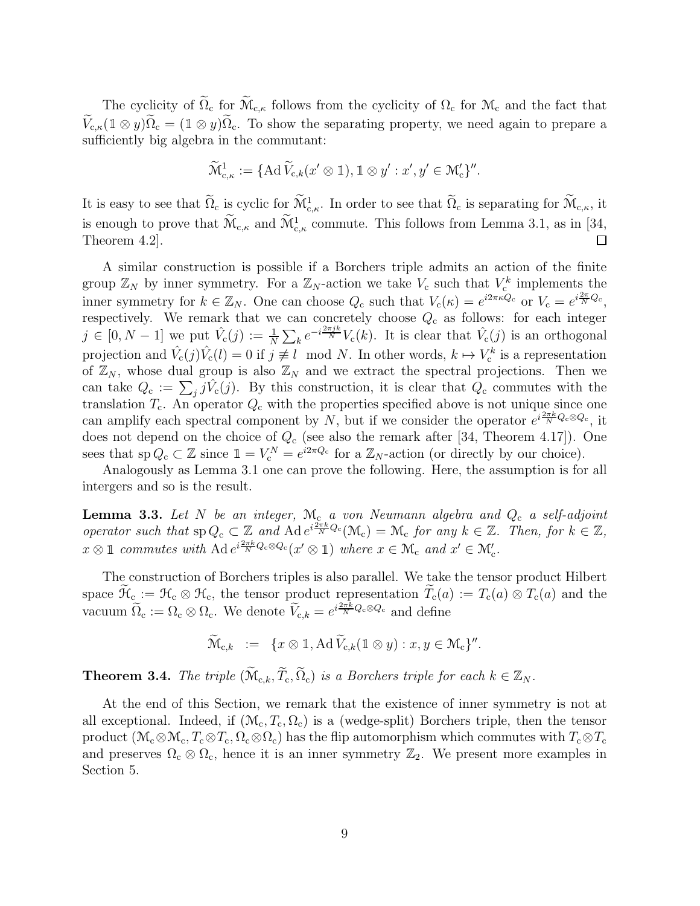The cyclicity of $\widetilde{\Omega}_{\rm c}$ for $\widetilde{\mathcal{M}}_{{\rm c},\kappa}$ follows from the cyclicity of $\Omega_{\rm c}$ for $\mathcal{M}_{\rm c}$ and the fact that $\widetilde{V}_{{\rm c},\kappa}(\mathbb{1}\otimes y)\widetilde{\Omega}_{\rm c} = (\mathbb{1}\otimes y)\widetilde{\Omega}_{\rm c}$. To show the separating property, we need again to prepare a sufficiently big algebra in the commutant:

$$\widetilde{\mathcal{M}}^1_{{\rm c},\kappa} := \{\operatorname{Ad}\widetilde{V}_{{\rm c},k}(x'\otimes\mathbb{1}), \mathbb{1}\otimes y' : x', y' \in \mathcal{M}_{\rm c}'\}''.$$

It is easy to see that $\widetilde{\Omega}_{\rm c}$ is cyclic for $\widetilde{\mathcal{M}}^1_{{\rm c},\kappa}$. In order to see that $\widetilde{\Omega}_{\rm c}$ is separating for $\widetilde{\mathcal{M}}_{{\rm c},\kappa}$, it is enough to prove that $\widetilde{\mathcal{M}}_{{\rm c},\kappa}$ and $\widetilde{\mathcal{M}}^1_{{\rm c},\kappa}$ commute. This follows from Lemma 3.1, as in [34, Theorem 4.2]. □

A similar construction is possible if a Borchers triple admits an action of the finite group $\mathbb{Z}_N$ by inner symmetry. For a $\mathbb{Z}_N$-action we take $V_{\rm c}$ such that $V_{\rm c}^k$ implements the inner symmetry for $k \in \mathbb{Z}_N$. One can choose $Q_{\rm c}$ such that $V_{\rm c}(\kappa) = e^{i2\pi\kappa Q_{\rm c}}$ or $V_{\rm c} = e^{i\frac{2\pi}{N}Q_{\rm c}}$, respectively. We remark that we can concretely choose $Q_{\rm c}$ as follows: for each integer $j \in [0, N-1]$ we put $\hat{V}_{\rm c}(j) := \frac{1}{N}\sum_k e^{-i\frac{2\pi jk}{N}}V_{\rm c}(k)$. It is clear that $\hat{V}_{\rm c}(j)$ is an orthogonal projection and $\hat{V}_{\rm c}(j)\hat{V}_{\rm c}(l) = 0$ if $j \not\equiv l \mod N$. In other words, $k \mapsto V_{\rm c}^k$ is a representation of $\mathbb{Z}_N$, whose dual group is also $\mathbb{Z}_N$ and we extract the spectral projections. Then we can take $Q_{\rm c} := \sum_j j\hat{V}_{\rm c}(j)$. By this construction, it is clear that $Q_{\rm c}$ commutes with the translation $T_{\rm c}$. An operator $Q_{\rm c}$ with the properties specified above is not unique since one can amplify each spectral component by $N$, but if we consider the operator $e^{i\frac{2\pi k}{N}Q_{\rm c}\otimes Q_{\rm c}}$, it does not depend on the choice of $Q_{\rm c}$ (see also the remark after [34, Theorem 4.17]). One sees that $\operatorname{sp} Q_{\rm c} \subset \mathbb{Z}$ since $\mathbb{1} = V_{\rm c}^N = e^{i2\pi Q_{\rm c}}$ for a $\mathbb{Z}_N$-action (or directly by our choice).

Analogously as Lemma 3.1 one can prove the following. Here, the assumption is for all intergers and so is the result.

**Lemma 3.3.** *Let $N$ be an integer, $\mathcal{M}_{\rm c}$ a von Neumann algebra and $Q_{\rm c}$ a self-adjoint operator such that $\operatorname{sp} Q_{\rm c} \subset \mathbb{Z}$ and $\operatorname{Ad} e^{i\frac{2\pi k}{N}Q_{\rm c}}(\mathcal{M}_{\rm c}) = \mathcal{M}_{\rm c}$ for any $k \in \mathbb{Z}$. Then, for $k \in \mathbb{Z}$, $x \otimes \mathbb{1}$ commutes with $\operatorname{Ad} e^{i\frac{2\pi k}{N}Q_{\rm c}\otimes Q_{\rm c}}(x'\otimes\mathbb{1})$ where $x \in \mathcal{M}_{\rm c}$ and $x' \in \mathcal{M}_{\rm c}'$.*

The construction of Borchers triples is also parallel. We take the tensor product Hilbert space $\widetilde{\mathcal{H}}_{\rm c} := \mathcal{H}_{\rm c}\otimes\mathcal{H}_{\rm c}$, the tensor product representation $\widetilde{T}_{\rm c}(a) := T_{\rm c}(a)\otimes T_{\rm c}(a)$ and the vacuum $\widetilde{\Omega}_{\rm c} := \Omega_{\rm c}\otimes\Omega_{\rm c}$. We denote $\widetilde{V}_{{\rm c},k} = e^{i\frac{2\pi k}{N}Q_{\rm c}\otimes Q_{\rm c}}$ and define

$$\widetilde{\mathcal{M}}_{{\rm c},k} := \{x\otimes\mathbb{1}, \operatorname{Ad}\widetilde{V}_{{\rm c},k}(\mathbb{1}\otimes y) : x, y \in \mathcal{M}_{\rm c}\}''.$$

**Theorem 3.4.** *The triple $(\widetilde{\mathcal{M}}_{{\rm c},k}, \widetilde{T}_{\rm c}, \widetilde{\Omega}_{\rm c})$ is a Borchers triple for each $k \in \mathbb{Z}_N$.*

At the end of this Section, we remark that the existence of inner symmetry is not at all exceptional. Indeed, if $(\mathcal{M}_{\rm c}, T_{\rm c}, \Omega_{\rm c})$ is a (wedge-split) Borchers triple, then the tensor product $(\mathcal{M}_{\rm c}\otimes\mathcal{M}_{\rm c}, T_{\rm c}\otimes T_{\rm c}, \Omega_{\rm c}\otimes\Omega_{\rm c})$ has the flip automorphism which commutes with $T_{\rm c}\otimes T_{\rm c}$ and preserves $\Omega_{\rm c}\otimes\Omega_{\rm c}$, hence it is an inner symmetry $\mathbb{Z}_2$. We present more examples in Section 5.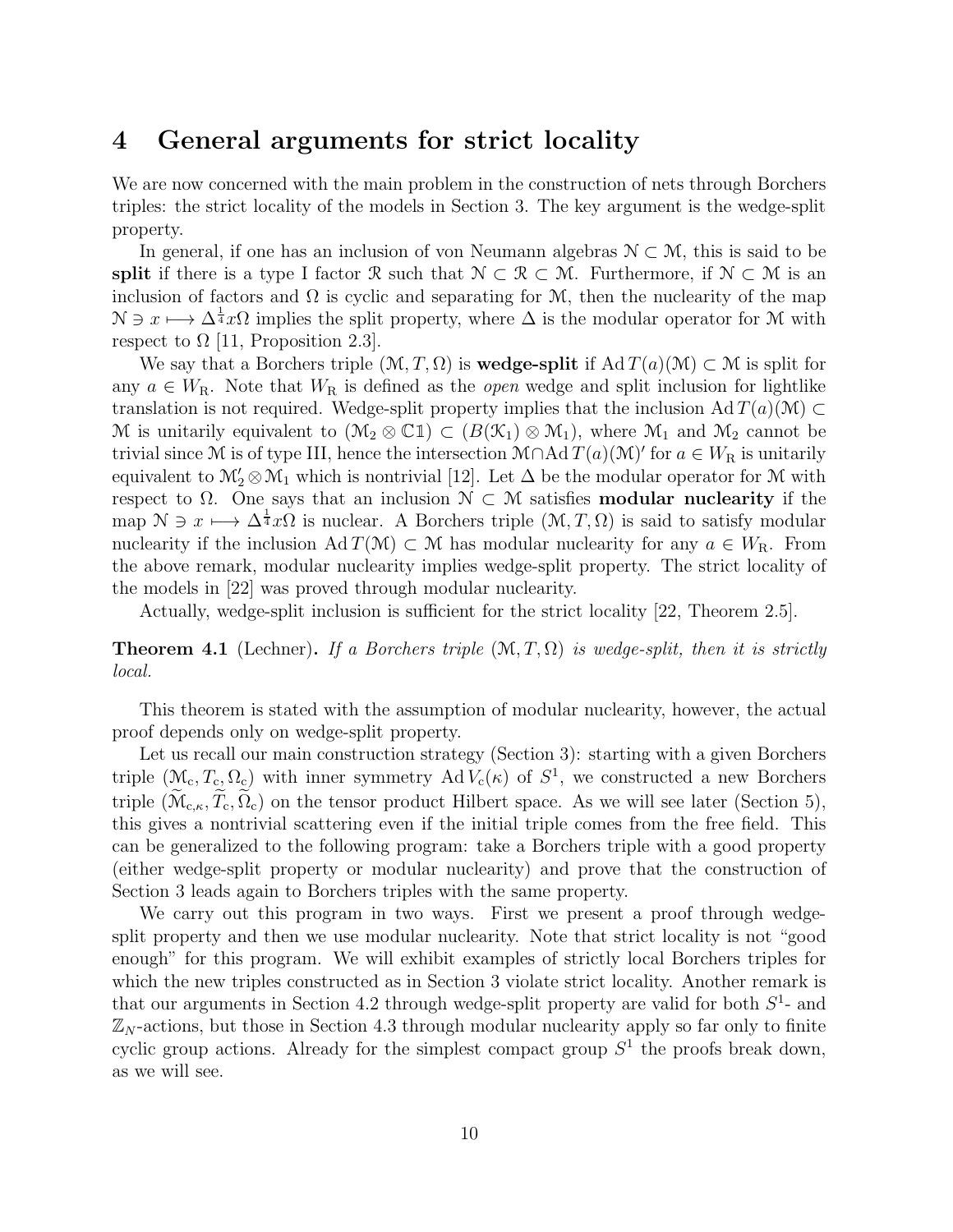# 4 General arguments for strict locality

We are now concerned with the main problem in the construction of nets through Borchers triples: the strict locality of the models in Section 3. The key argument is the wedge-split property.

In general, if one has an inclusion of von Neumann algebras $\mathcal{N} \subset \mathcal{M}$, this is said to be **split** if there is a type I factor $\mathcal{R}$ such that $\mathcal{N} \subset \mathcal{R} \subset \mathcal{M}$. Furthermore, if $\mathcal{N} \subset \mathcal{M}$ is an inclusion of factors and $\Omega$ is cyclic and separating for $\mathcal{M}$, then the nuclearity of the map $\mathcal{N} \ni x \longmapsto \Delta^{\frac{1}{4}} x\Omega$ implies the split property, where $\Delta$ is the modular operator for $\mathcal{M}$ with respect to $\Omega$ [11, Proposition 2.3].

We say that a Borchers triple $(\mathcal{M}, T, \Omega)$ is **wedge-split** if $\mathrm{Ad}\, T(a)(\mathcal{M}) \subset \mathcal{M}$ is split for any $a \in W_\mathrm{R}$. Note that $W_\mathrm{R}$ is defined as the *open* wedge and split inclusion for lightlike translation is not required. Wedge-split property implies that the inclusion $\mathrm{Ad}\, T(a)(\mathcal{M}) \subset \mathcal{M}$ is unitarily equivalent to $(\mathcal{M}_2 \otimes \mathbb{C}\mathbb{1}) \subset (B(\mathcal{K}_1) \otimes \mathcal{M}_1)$, where $\mathcal{M}_1$ and $\mathcal{M}_2$ cannot be trivial since $\mathcal{M}$ is of type III, hence the intersection $\mathcal{M} \cap \mathrm{Ad}\, T(a)(\mathcal{M})'$ for $a \in W_\mathrm{R}$ is unitarily equivalent to $\mathcal{M}_2' \otimes \mathcal{M}_1$ which is nontrivial [12]. Let $\Delta$ be the modular operator for $\mathcal{M}$ with respect to $\Omega$. One says that an inclusion $\mathcal{N} \subset \mathcal{M}$ satisfies **modular nuclearity** if the map $\mathcal{N} \ni x \longmapsto \Delta^{\frac{1}{4}} x\Omega$ is nuclear. A Borchers triple $(\mathcal{M}, T, \Omega)$ is said to satisfy modular nuclearity if the inclusion $\mathrm{Ad}\, T(\mathcal{M}) \subset \mathcal{M}$ has modular nuclearity for any $a \in W_\mathrm{R}$. From the above remark, modular nuclearity implies wedge-split property. The strict locality of the models in [22] was proved through modular nuclearity.

Actually, wedge-split inclusion is sufficient for the strict locality [22, Theorem 2.5].

**Theorem 4.1** (Lechner)**.** *If a Borchers triple $(\mathcal{M}, T, \Omega)$ is wedge-split, then it is strictly local.*

This theorem is stated with the assumption of modular nuclearity, however, the actual proof depends only on wedge-split property.

Let us recall our main construction strategy (Section 3): starting with a given Borchers triple $(\mathcal{M}_\mathrm{c}, T_\mathrm{c}, \Omega_\mathrm{c})$ with inner symmetry $\mathrm{Ad}\, V_\mathrm{c}(\kappa)$ of $S^1$, we constructed a new Borchers triple $(\widetilde{\mathcal{M}}_{\mathrm{c},\kappa}, \widetilde{T}_\mathrm{c}, \widetilde{\Omega}_\mathrm{c})$ on the tensor product Hilbert space. As we will see later (Section 5), this gives a nontrivial scattering even if the initial triple comes from the free field. This can be generalized to the following program: take a Borchers triple with a good property (either wedge-split property or modular nuclearity) and prove that the construction of Section 3 leads again to Borchers triples with the same property.

We carry out this program in two ways. First we present a proof through wedge-split property and then we use modular nuclearity. Note that strict locality is not "good enough" for this program. We will exhibit examples of strictly local Borchers triples for which the new triples constructed as in Section 3 violate strict locality. Another remark is that our arguments in Section 4.2 through wedge-split property are valid for both $S^1$- and $\mathbb{Z}_N$-actions, but those in Section 4.3 through modular nuclearity apply so far only to finite cyclic group actions. Already for the simplest compact group $S^1$ the proofs break down, as we will see.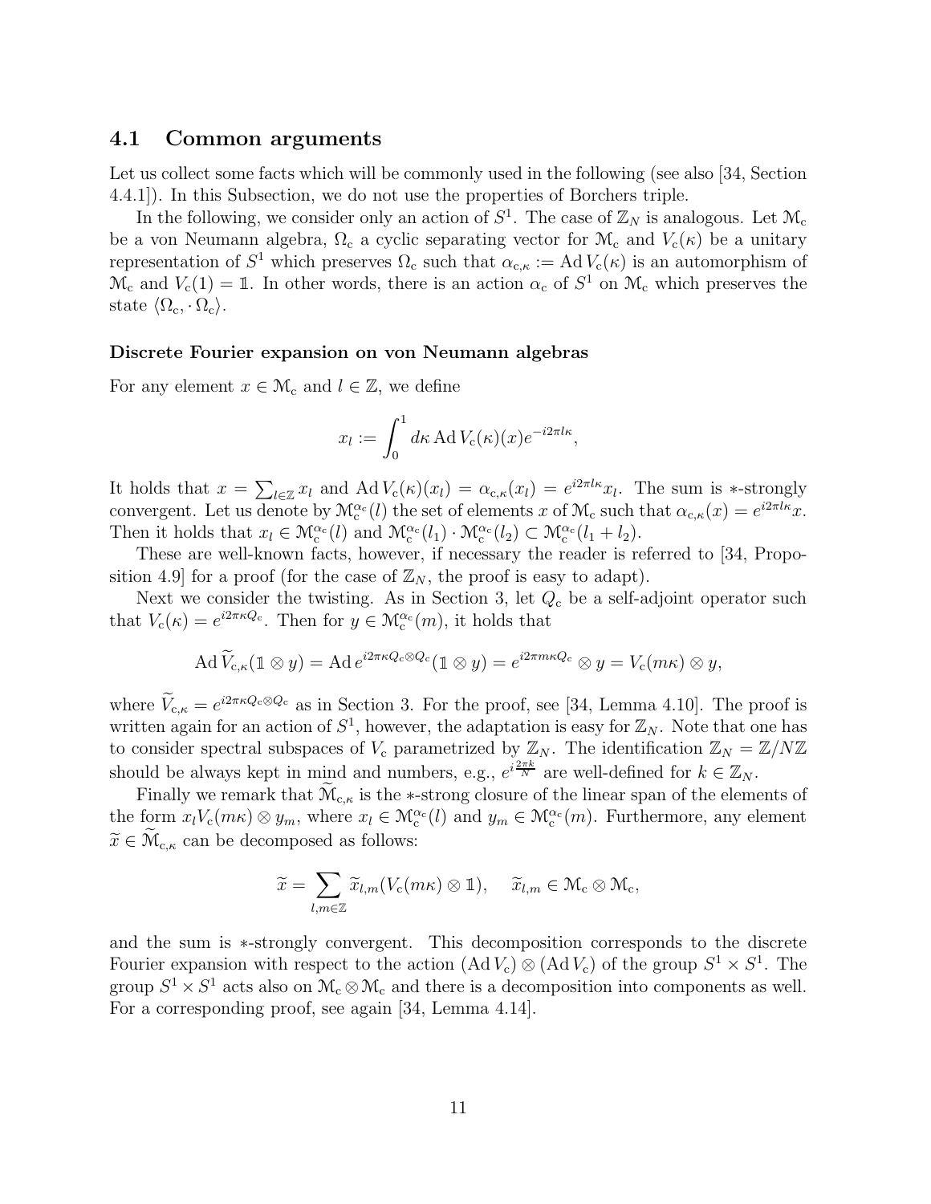### 4.1 Common arguments

Let us collect some facts which will be commonly used in the following (see also [34, Section 4.4.1]). In this Subsection, we do not use the properties of Borchers triple.

In the following, we consider only an action of $S^1$. The case of $\mathbb{Z}_N$ is analogous. Let $\mathcal{M}_c$ be a von Neumann algebra, $\Omega_c$ a cyclic separating vector for $\mathcal{M}_c$ and $V_c(\kappa)$ be a unitary representation of $S^1$ which preserves $\Omega_c$ such that $\alpha_{c,\kappa} := \operatorname{Ad} V_c(\kappa)$ is an automorphism of $\mathcal{M}_c$ and $V_c(1) = \mathbb{1}$. In other words, there is an action $\alpha_c$ of $S^1$ on $\mathcal{M}_c$ which preserves the state $\langle \Omega_c, \cdot\, \Omega_c \rangle$.

**Discrete Fourier expansion on von Neumann algebras**

For any element $x \in \mathcal{M}_c$ and $l \in \mathbb{Z}$, we define

$$x_l := \int_0^1 d\kappa \operatorname{Ad} V_c(\kappa)(x) e^{-i2\pi l\kappa},$$

It holds that $x = \sum_{l\in\mathbb{Z}} x_l$ and $\operatorname{Ad} V_c(\kappa)(x_l) = \alpha_{c,\kappa}(x_l) = e^{i2\pi l\kappa} x_l$. The sum is $*$-strongly convergent. Let us denote by $\mathcal{M}_c^{\alpha_c}(l)$ the set of elements $x$ of $\mathcal{M}_c$ such that $\alpha_{c,\kappa}(x) = e^{i2\pi l\kappa}x$. Then it holds that $x_l \in \mathcal{M}_c^{\alpha_c}(l)$ and $\mathcal{M}_c^{\alpha_c}(l_1) \cdot \mathcal{M}_c^{\alpha_c}(l_2) \subset \mathcal{M}_c^{\alpha_c}(l_1 + l_2)$.

These are well-known facts, however, if necessary the reader is referred to [34, Proposition 4.9] for a proof (for the case of $\mathbb{Z}_N$, the proof is easy to adapt).

Next we consider the twisting. As in Section 3, let $Q_c$ be a self-adjoint operator such that $V_c(\kappa) = e^{i2\pi\kappa Q_c}$. Then for $y \in \mathcal{M}_c^{\alpha_c}(m)$, it holds that

$$\operatorname{Ad} \widetilde{V}_{c,\kappa}(\mathbb{1} \otimes y) = \operatorname{Ad} e^{i2\pi\kappa Q_c \otimes Q_c}(\mathbb{1} \otimes y) = e^{i2\pi m\kappa Q_c} \otimes y = V_c(m\kappa) \otimes y,$$

where $\widetilde{V}_{c,\kappa} = e^{i2\pi\kappa Q_c \otimes Q_c}$ as in Section 3. For the proof, see [34, Lemma 4.10]. The proof is written again for an action of $S^1$, however, the adaptation is easy for $\mathbb{Z}_N$. Note that one has to consider spectral subspaces of $V_c$ parametrized by $\mathbb{Z}_N$. The identification $\mathbb{Z}_N = \mathbb{Z}/N\mathbb{Z}$ should be always kept in mind and numbers, e.g., $e^{i\frac{2\pi k}{N}}$ are well-defined for $k \in \mathbb{Z}_N$.

Finally we remark that $\widetilde{\mathcal{M}}_{c,\kappa}$ is the $*$-strong closure of the linear span of the elements of the form $x_l V_c(m\kappa) \otimes y_m$, where $x_l \in \mathcal{M}_c^{\alpha_c}(l)$ and $y_m \in \mathcal{M}_c^{\alpha_c}(m)$. Furthermore, any element $\widetilde{x} \in \widetilde{\mathcal{M}}_{c,\kappa}$ can be decomposed as follows:

$$\widetilde{x} = \sum_{l,m\in\mathbb{Z}} \widetilde{x}_{l,m}(V_c(m\kappa) \otimes \mathbb{1}), \quad \widetilde{x}_{l,m} \in \mathcal{M}_c \otimes \mathcal{M}_c,$$

and the sum is $*$-strongly convergent. This decomposition corresponds to the discrete Fourier expansion with respect to the action $(\operatorname{Ad} V_c) \otimes (\operatorname{Ad} V_c)$ of the group $S^1 \times S^1$. The group $S^1 \times S^1$ acts also on $\mathcal{M}_c \otimes \mathcal{M}_c$ and there is a decomposition into components as well. For a corresponding proof, see again [34, Lemma 4.14].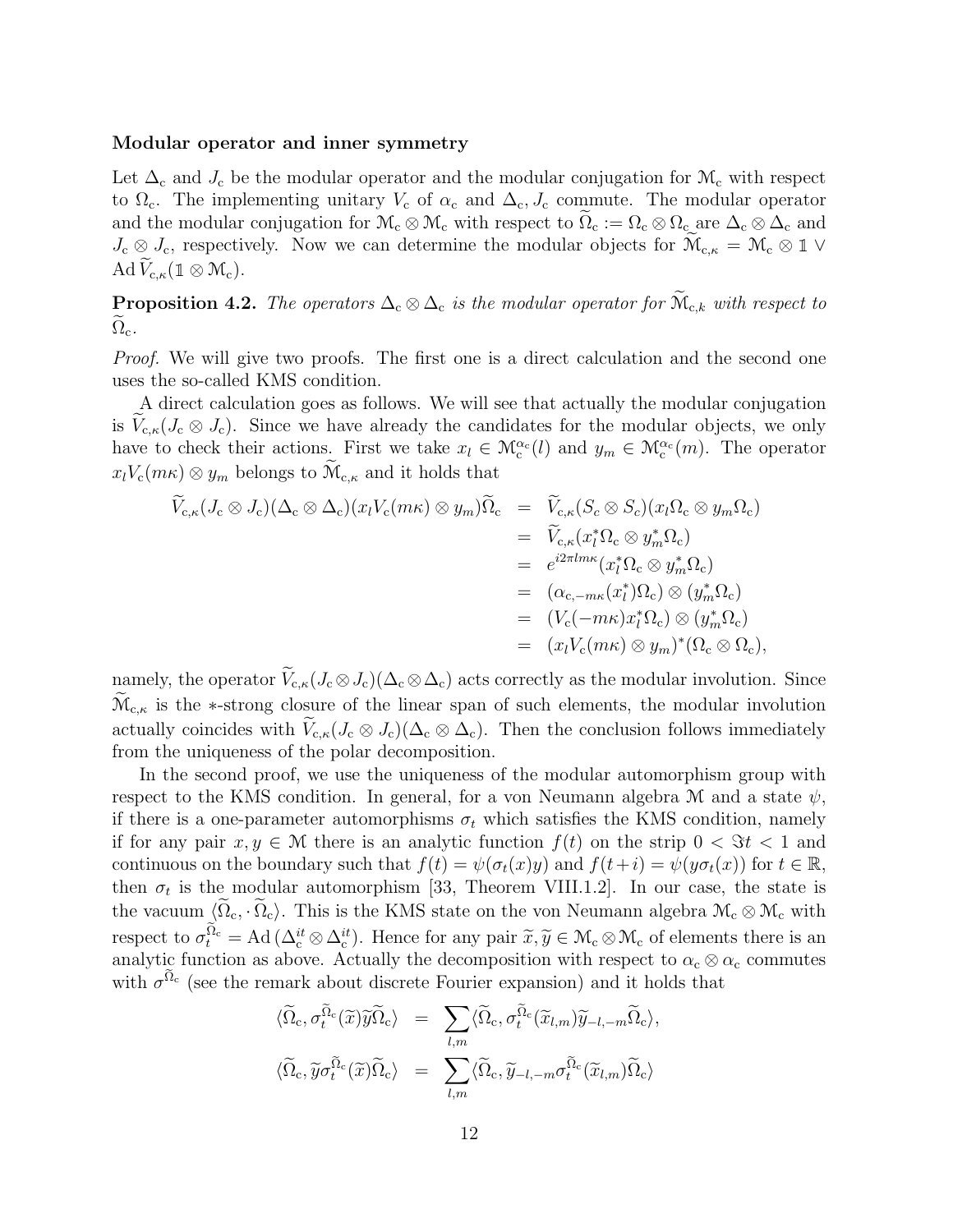**Modular operator and inner symmetry**

Let $\Delta_{\mathrm{c}}$ and $J_{\mathrm{c}}$ be the modular operator and the modular conjugation for $\mathcal{M}_{\mathrm{c}}$ with respect to $\Omega_{\mathrm{c}}$. The implementing unitary $V_{\mathrm{c}}$ of $\alpha_{\mathrm{c}}$ and $\Delta_{\mathrm{c}}, J_{\mathrm{c}}$ commute. The modular operator and the modular conjugation for $\mathcal{M}_{\mathrm{c}} \otimes \mathcal{M}_{\mathrm{c}}$ with respect to $\widetilde{\Omega}_{\mathrm{c}} := \Omega_{\mathrm{c}} \otimes \Omega_{\mathrm{c}}$ are $\Delta_{\mathrm{c}} \otimes \Delta_{\mathrm{c}}$ and $J_{\mathrm{c}} \otimes J_{\mathrm{c}}$, respectively. Now we can determine the modular objects for $\widetilde{\mathcal{M}}_{\mathrm{c},\kappa} = \mathcal{M}_{\mathrm{c}} \otimes \mathbb{1} \vee \mathrm{Ad}\,\widetilde{V}_{\mathrm{c},\kappa}(\mathbb{1} \otimes \mathcal{M}_{\mathrm{c}})$.

**Proposition 4.2.** *The operators $\Delta_{\mathrm{c}} \otimes \Delta_{\mathrm{c}}$ is the modular operator for $\widetilde{\mathcal{M}}_{\mathrm{c},k}$ with respect to $\widetilde{\Omega}_{\mathrm{c}}$.*

*Proof.* We will give two proofs. The first one is a direct calculation and the second one uses the so-called KMS condition.

A direct calculation goes as follows. We will see that actually the modular conjugation is $\widetilde{V}_{\mathrm{c},\kappa}(J_{\mathrm{c}} \otimes J_{\mathrm{c}})$. Since we have already the candidates for the modular objects, we only have to check their actions. First we take $x_l \in \mathcal{M}_{\mathrm{c}}^{\alpha_{\mathrm{c}}}(l)$ and $y_m \in \mathcal{M}_{\mathrm{c}}^{\alpha_{\mathrm{c}}}(m)$. The operator $x_l V_{\mathrm{c}}(m\kappa) \otimes y_m$ belongs to $\widetilde{\mathcal{M}}_{\mathrm{c},\kappa}$ and it holds that

$$
\begin{aligned}
\widetilde{V}_{\mathrm{c},\kappa}(J_{\mathrm{c}} \otimes J_{\mathrm{c}})(\Delta_{\mathrm{c}} \otimes \Delta_{\mathrm{c}})(x_l V_{\mathrm{c}}(m\kappa) \otimes y_m)\widetilde{\Omega}_{\mathrm{c}} &= \widetilde{V}_{\mathrm{c},\kappa}(S_c \otimes S_c)(x_l \Omega_{\mathrm{c}} \otimes y_m \Omega_{\mathrm{c}}) \\
&= \widetilde{V}_{\mathrm{c},\kappa}(x_l^* \Omega_{\mathrm{c}} \otimes y_m^* \Omega_{\mathrm{c}}) \\
&= e^{i2\pi l m \kappa}(x_l^* \Omega_{\mathrm{c}} \otimes y_m^* \Omega_{\mathrm{c}}) \\
&= (\alpha_{\mathrm{c},-m\kappa}(x_l^*)\Omega_{\mathrm{c}}) \otimes (y_m^* \Omega_{\mathrm{c}}) \\
&= (V_{\mathrm{c}}(-m\kappa) x_l^* \Omega_{\mathrm{c}}) \otimes (y_m^* \Omega_{\mathrm{c}}) \\
&= (x_l V_{\mathrm{c}}(m\kappa) \otimes y_m)^* (\Omega_{\mathrm{c}} \otimes \Omega_{\mathrm{c}}),
\end{aligned}
$$

namely, the operator $\widetilde{V}_{\mathrm{c},\kappa}(J_{\mathrm{c}} \otimes J_{\mathrm{c}})(\Delta_{\mathrm{c}} \otimes \Delta_{\mathrm{c}})$ acts correctly as the modular involution. Since $\widetilde{\mathcal{M}}_{\mathrm{c},\kappa}$ is the $*$-strong closure of the linear span of such elements, the modular involution actually coincides with $\widetilde{V}_{\mathrm{c},\kappa}(J_{\mathrm{c}} \otimes J_{\mathrm{c}})(\Delta_{\mathrm{c}} \otimes \Delta_{\mathrm{c}})$. Then the conclusion follows immediately from the uniqueness of the polar decomposition.

In the second proof, we use the uniqueness of the modular automorphism group with respect to the KMS condition. In general, for a von Neumann algebra $\mathcal{M}$ and a state $\psi$, if there is a one-parameter automorphisms $\sigma_t$ which satisfies the KMS condition, namely if for any pair $x, y \in \mathcal{M}$ there is an analytic function $f(t)$ on the strip $0 < \Im t < 1$ and continuous on the boundary such that $f(t) = \psi(\sigma_t(x)y)$ and $f(t+i) = \psi(y\sigma_t(x))$ for $t \in \mathbb{R}$, then $\sigma_t$ is the modular automorphism [33, Theorem VIII.1.2]. In our case, the state is the vacuum $\langle \widetilde{\Omega}_{\mathrm{c}}, \cdot\, \widetilde{\Omega}_{\mathrm{c}} \rangle$. This is the KMS state on the von Neumann algebra $\mathcal{M}_{\mathrm{c}} \otimes \mathcal{M}_{\mathrm{c}}$ with respect to $\sigma_t^{\widetilde{\Omega}_{\mathrm{c}}} = \mathrm{Ad}\,(\Delta_{\mathrm{c}}^{it} \otimes \Delta_{\mathrm{c}}^{it})$. Hence for any pair $\widetilde{x}, \widetilde{y} \in \mathcal{M}_{\mathrm{c}} \otimes \mathcal{M}_{\mathrm{c}}$ of elements there is an analytic function as above. Actually the decomposition with respect to $\alpha_{\mathrm{c}} \otimes \alpha_{\mathrm{c}}$ commutes with $\sigma^{\widetilde{\Omega}_{\mathrm{c}}}$ (see the remark about discrete Fourier expansion) and it holds that

$$
\begin{aligned}
\langle \widetilde{\Omega}_{\mathrm{c}}, \sigma_t^{\widetilde{\Omega}_{\mathrm{c}}}(\widetilde{x})\widetilde{y}\widetilde{\Omega}_{\mathrm{c}} \rangle &= \sum_{l,m} \langle \widetilde{\Omega}_{\mathrm{c}}, \sigma_t^{\widetilde{\Omega}_{\mathrm{c}}}(\widetilde{x}_{l,m})\widetilde{y}_{-l,-m}\widetilde{\Omega}_{\mathrm{c}} \rangle, \\
\langle \widetilde{\Omega}_{\mathrm{c}}, \widetilde{y}\sigma_t^{\widetilde{\Omega}_{\mathrm{c}}}(\widetilde{x})\widetilde{\Omega}_{\mathrm{c}} \rangle &= \sum_{l,m} \langle \widetilde{\Omega}_{\mathrm{c}}, \widetilde{y}_{-l,-m}\sigma_t^{\widetilde{\Omega}_{\mathrm{c}}}(\widetilde{x}_{l,m})\widetilde{\Omega}_{\mathrm{c}} \rangle
\end{aligned}
$$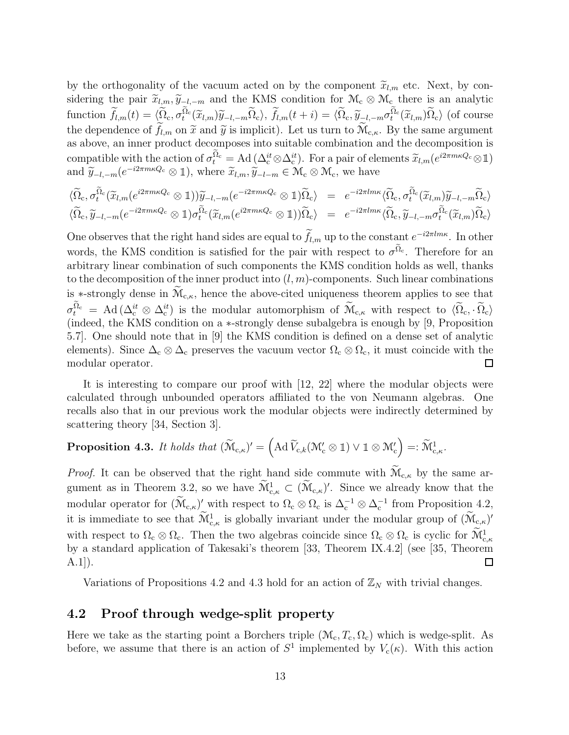by the orthogonality of the vacuum acted on by the component $\widetilde{x}_{l,m}$ etc. Next, by considering the pair $\widetilde{x}_{l,m}, \widetilde{y}_{-l,-m}$ and the KMS condition for $\mathcal{M}_c \otimes \mathcal{M}_c$ there is an analytic function $\widetilde{f}_{l,m}(t) = \langle \widetilde{\Omega}_c, \sigma_t^{\widetilde{\Omega}_c}(\widetilde{x}_{l,m})\widetilde{y}_{-l,-m}\widetilde{\Omega}_c\rangle$, $\widetilde{f}_{l,m}(t+i) = \langle \widetilde{\Omega}_c, \widetilde{y}_{-l,-m}\sigma_t^{\widetilde{\Omega}_c}(\widetilde{x}_{l,m})\widetilde{\Omega}_c\rangle$ (of course the dependence of $\widetilde{f}_{l,m}$ on $\widetilde{x}$ and $\widetilde{y}$ is implicit). Let us turn to $\widetilde{\mathcal{M}}_{c,\kappa}$. By the same argument as above, an inner product decomposes into suitable combination and the decomposition is compatible with the action of $\sigma_t^{\widetilde{\Omega}_c} = \mathrm{Ad}\,(\Delta_c^{it}\otimes\Delta_c^{it})$. For a pair of elements $\widetilde{x}_{l,m}(e^{i2\pi m\kappa Q_c}\otimes\mathbb{1})$ and $\widetilde{y}_{-l,-m}(e^{-i2\pi m\kappa Q_c}\otimes\mathbb{1})$, where $\widetilde{x}_{l,m}, \widetilde{y}_{-l-m} \in \mathcal{M}_c\otimes\mathcal{M}_c$, we have

$$
\begin{aligned}
\langle \widetilde{\Omega}_c, \sigma_t^{\widetilde{\Omega}_c}(\widetilde{x}_{l,m}(e^{i2\pi m\kappa Q_c}\otimes\mathbb{1}))\widetilde{y}_{-l,-m}(e^{-i2\pi m\kappa Q_c}\otimes\mathbb{1})\widetilde{\Omega}_c\rangle &= e^{-i2\pi lm\kappa}\langle \widetilde{\Omega}_c, \sigma_t^{\widetilde{\Omega}_c}(\widetilde{x}_{l,m})\widetilde{y}_{-l,-m}\widetilde{\Omega}_c\rangle \\
\langle \widetilde{\Omega}_c, \widetilde{y}_{-l,-m}(e^{-i2\pi m\kappa Q_c}\otimes\mathbb{1})\sigma_t^{\widetilde{\Omega}_c}(\widetilde{x}_{l,m}(e^{i2\pi m\kappa Q_c}\otimes\mathbb{1}))\widetilde{\Omega}_c\rangle &= e^{-i2\pi lm\kappa}\langle \widetilde{\Omega}_c, \widetilde{y}_{-l,-m}\sigma_t^{\widetilde{\Omega}_c}(\widetilde{x}_{l,m})\widetilde{\Omega}_c\rangle
\end{aligned}
$$

One observes that the right hand sides are equal to $\widetilde{f}_{l,m}$ up to the constant $e^{-i2\pi lm\kappa}$. In other words, the KMS condition is satisfied for the pair with respect to $\sigma^{\widetilde{\Omega}_c}$. Therefore for an arbitrary linear combination of such components the KMS condition holds as well, thanks to the decomposition of the inner product into $(l,m)$-components. Such linear combinations is $*$-strongly dense in $\widetilde{\mathcal{M}}_{c,\kappa}$, hence the above-cited uniqueness theorem applies to see that $\sigma_t^{\widetilde{\Omega}_c} = \mathrm{Ad}\,(\Delta_c^{it}\otimes\Delta_c^{it})$ is the modular automorphism of $\widetilde{\mathcal{M}}_{c,\kappa}$ with respect to $\langle\widetilde{\Omega}_c, \cdot\,\widetilde{\Omega}_c\rangle$ (indeed, the KMS condition on a $*$-strongly dense subalgebra is enough by [9, Proposition 5.7]. One should note that in [9] the KMS condition is defined on a dense set of analytic elements). Since $\Delta_c\otimes\Delta_c$ preserves the vacuum vector $\Omega_c\otimes\Omega_c$, it must coincide with the modular operator. $\square$

It is interesting to compare our proof with [12, 22] where the modular objects were calculated through unbounded operators affiliated to the von Neumann algebras. One recalls also that in our previous work the modular objects were indirectly determined by scattering theory [34, Section 3].

**Proposition 4.3.** *It holds that* $(\widetilde{\mathcal{M}}_{c,\kappa})' = \left(\mathrm{Ad}\,\widetilde{V}_{c,k}(\mathcal{M}_c'\otimes\mathbb{1})\vee\mathbb{1}\otimes\mathcal{M}_c'\right) =: \widetilde{\mathcal{M}}_{c,\kappa}^1$.

*Proof.* It can be observed that the right hand side commute with $\widetilde{\mathcal{M}}_{c,\kappa}$ by the same argument as in Theorem 3.2, so we have $\widetilde{\mathcal{M}}_{c,\kappa}^1 \subset (\widetilde{\mathcal{M}}_{c,\kappa})'$. Since we already know that the modular operator for $(\widetilde{\mathcal{M}}_{c,\kappa})'$ with respect to $\Omega_c\otimes\Omega_c$ is $\Delta_c^{-1}\otimes\Delta_c^{-1}$ from Proposition 4.2, it is immediate to see that $\widetilde{\mathcal{M}}_{c,\kappa}^1$ is globally invariant under the modular group of $(\widetilde{\mathcal{M}}_{c,\kappa})'$ with respect to $\Omega_c\otimes\Omega_c$. Then the two algebras coincide since $\Omega_c\otimes\Omega_c$ is cyclic for $\widetilde{\mathcal{M}}_{c,\kappa}^1$ by a standard application of Takesaki's theorem [33, Theorem IX.4.2] (see [35, Theorem A.1]). $\square$

Variations of Propositions 4.2 and 4.3 hold for an action of $\mathbb{Z}_N$ with trivial changes.

## 4.2 Proof through wedge-split property

Here we take as the starting point a Borchers triple $(\mathcal{M}_c, T_c, \Omega_c)$ which is wedge-split. As before, we assume that there is an action of $S^1$ implemented by $V_c(\kappa)$. With this action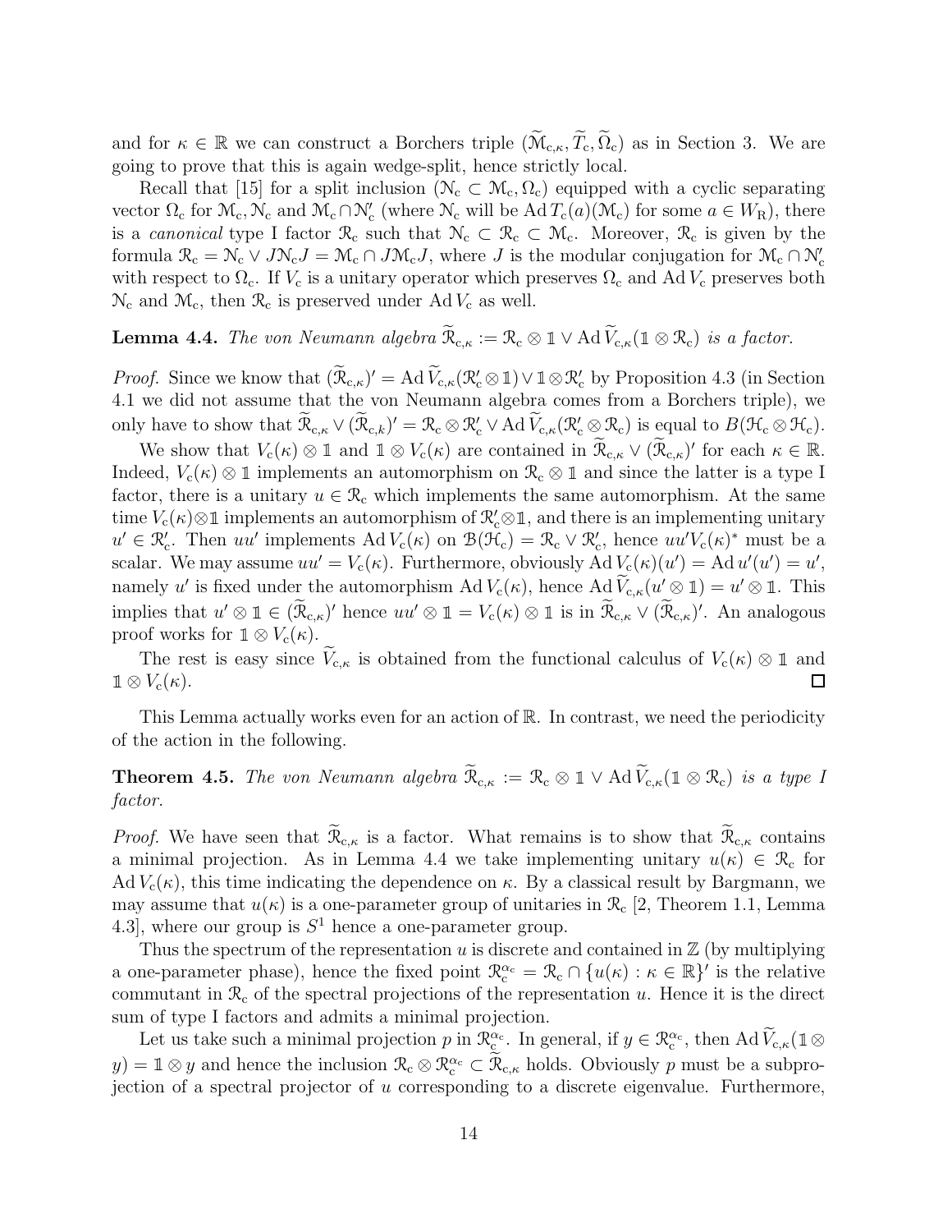and for $\kappa \in \mathbb{R}$ we can construct a Borchers triple $(\widetilde{\mathcal{M}}_{c,\kappa}, \widetilde{T}_c, \widetilde{\Omega}_c)$ as in Section 3. We are going to prove that this is again wedge-split, hence strictly local.

Recall that [15] for a split inclusion $(\mathcal{N}_c \subset \mathcal{M}_c, \Omega_c)$ equipped with a cyclic separating vector $\Omega_c$ for $\mathcal{M}_c, \mathcal{N}_c$ and $\mathcal{M}_c \cap \mathcal{N}_c'$ (where $\mathcal{N}_c$ will be $\operatorname{Ad} T_c(a)(\mathcal{M}_c)$ for some $a \in W_R$), there is a *canonical* type I factor $\mathcal{R}_c$ such that $\mathcal{N}_c \subset \mathcal{R}_c \subset \mathcal{M}_c$. Moreover, $\mathcal{R}_c$ is given by the formula $\mathcal{R}_c = \mathcal{N}_c \vee J\mathcal{N}_c J = \mathcal{M}_c \cap J\mathcal{M}_c J$, where $J$ is the modular conjugation for $\mathcal{M}_c \cap \mathcal{N}_c'$ with respect to $\Omega_c$. If $V_c$ is a unitary operator which preserves $\Omega_c$ and $\operatorname{Ad} V_c$ preserves both $\mathcal{N}_c$ and $\mathcal{M}_c$, then $\mathcal{R}_c$ is preserved under $\operatorname{Ad} V_c$ as well.

**Lemma 4.4.** *The von Neumann algebra $\widetilde{\mathcal{R}}_{c,\kappa} := \mathcal{R}_c \otimes \mathbb{1} \vee \operatorname{Ad} \widetilde{V}_{c,\kappa}(\mathbb{1} \otimes \mathcal{R}_c)$ is a factor.*

*Proof.* Since we know that $(\widetilde{\mathcal{R}}_{c,\kappa})' = \operatorname{Ad} \widetilde{V}_{c,\kappa}(\mathcal{R}_c' \otimes \mathbb{1}) \vee \mathbb{1} \otimes \mathcal{R}_c'$ by Proposition 4.3 (in Section 4.1 we did not assume that the von Neumann algebra comes from a Borchers triple), we only have to show that $\widetilde{\mathcal{R}}_{c,\kappa} \vee (\widetilde{\mathcal{R}}_{c,k})' = \mathcal{R}_c \otimes \mathcal{R}_c' \vee \operatorname{Ad} \widetilde{V}_{c,\kappa}(\mathcal{R}_c' \otimes \mathcal{R}_c)$ is equal to $B(\mathcal{H}_c \otimes \mathcal{H}_c)$.

We show that $V_c(\kappa) \otimes \mathbb{1}$ and $\mathbb{1} \otimes V_c(\kappa)$ are contained in $\widetilde{\mathcal{R}}_{c,\kappa} \vee (\widetilde{\mathcal{R}}_{c,\kappa})'$ for each $\kappa \in \mathbb{R}$. Indeed, $V_c(\kappa) \otimes \mathbb{1}$ implements an automorphism on $\mathcal{R}_c \otimes \mathbb{1}$ and since the latter is a type I factor, there is a unitary $u \in \mathcal{R}_c$ which implements the same automorphism. At the same time $V_c(\kappa) \otimes \mathbb{1}$ implements an automorphism of $\mathcal{R}_c' \otimes \mathbb{1}$, and there is an implementing unitary $u' \in \mathcal{R}_c'$. Then $uu'$ implements $\operatorname{Ad} V_c(\kappa)$ on $\mathcal{B}(\mathcal{H}_c) = \mathcal{R}_c \vee \mathcal{R}_c'$, hence $uu'V_c(\kappa)^*$ must be a scalar. We may assume $uu' = V_c(\kappa)$. Furthermore, obviously $\operatorname{Ad} V_c(\kappa)(u') = \operatorname{Ad} u'(u') = u'$, namely $u'$ is fixed under the automorphism $\operatorname{Ad} V_c(\kappa)$, hence $\operatorname{Ad} \widetilde{V}_{c,\kappa}(u' \otimes \mathbb{1}) = u' \otimes \mathbb{1}$. This implies that $u' \otimes \mathbb{1} \in (\widetilde{\mathcal{R}}_{c,\kappa})'$ hence $uu' \otimes \mathbb{1} = V_c(\kappa) \otimes \mathbb{1}$ is in $\widetilde{\mathcal{R}}_{c,\kappa} \vee (\widetilde{\mathcal{R}}_{c,\kappa})'$. An analogous proof works for $\mathbb{1} \otimes V_c(\kappa)$.

The rest is easy since $\widetilde{V}_{c,\kappa}$ is obtained from the functional calculus of $V_c(\kappa) \otimes \mathbb{1}$ and $\mathbb{1} \otimes V_c(\kappa)$. □

This Lemma actually works even for an action of $\mathbb{R}$. In contrast, we need the periodicity of the action in the following.

**Theorem 4.5.** *The von Neumann algebra $\widetilde{\mathcal{R}}_{c,\kappa} := \mathcal{R}_c \otimes \mathbb{1} \vee \operatorname{Ad} \widetilde{V}_{c,\kappa}(\mathbb{1} \otimes \mathcal{R}_c)$ is a type I factor.*

*Proof.* We have seen that $\widetilde{\mathcal{R}}_{c,\kappa}$ is a factor. What remains is to show that $\widetilde{\mathcal{R}}_{c,\kappa}$ contains a minimal projection. As in Lemma 4.4 we take implementing unitary $u(\kappa) \in \mathcal{R}_c$ for $\operatorname{Ad} V_c(\kappa)$, this time indicating the dependence on $\kappa$. By a classical result by Bargmann, we may assume that $u(\kappa)$ is a one-parameter group of unitaries in $\mathcal{R}_c$ [2, Theorem 1.1, Lemma 4.3], where our group is $S^1$ hence a one-parameter group.

Thus the spectrum of the representation $u$ is discrete and contained in $\mathbb{Z}$ (by multiplying a one-parameter phase), hence the fixed point $\mathcal{R}_c^{\alpha_c} = \mathcal{R}_c \cap \{u(\kappa) : \kappa \in \mathbb{R}\}'$ is the relative commutant in $\mathcal{R}_c$ of the spectral projections of the representation $u$. Hence it is the direct sum of type I factors and admits a minimal projection.

Let us take such a minimal projection $p$ in $\mathcal{R}_c^{\alpha_c}$. In general, if $y \in \mathcal{R}_c^{\alpha_c}$, then $\operatorname{Ad} \widetilde{V}_{c,\kappa}(\mathbb{1} \otimes y) = \mathbb{1} \otimes y$ and hence the inclusion $\mathcal{R}_c \otimes \mathcal{R}_c^{\alpha_c} \subset \widetilde{\mathcal{R}}_{c,\kappa}$ holds. Obviously $p$ must be a subprojection of a spectral projector of $u$ corresponding to a discrete eigenvalue. Furthermore,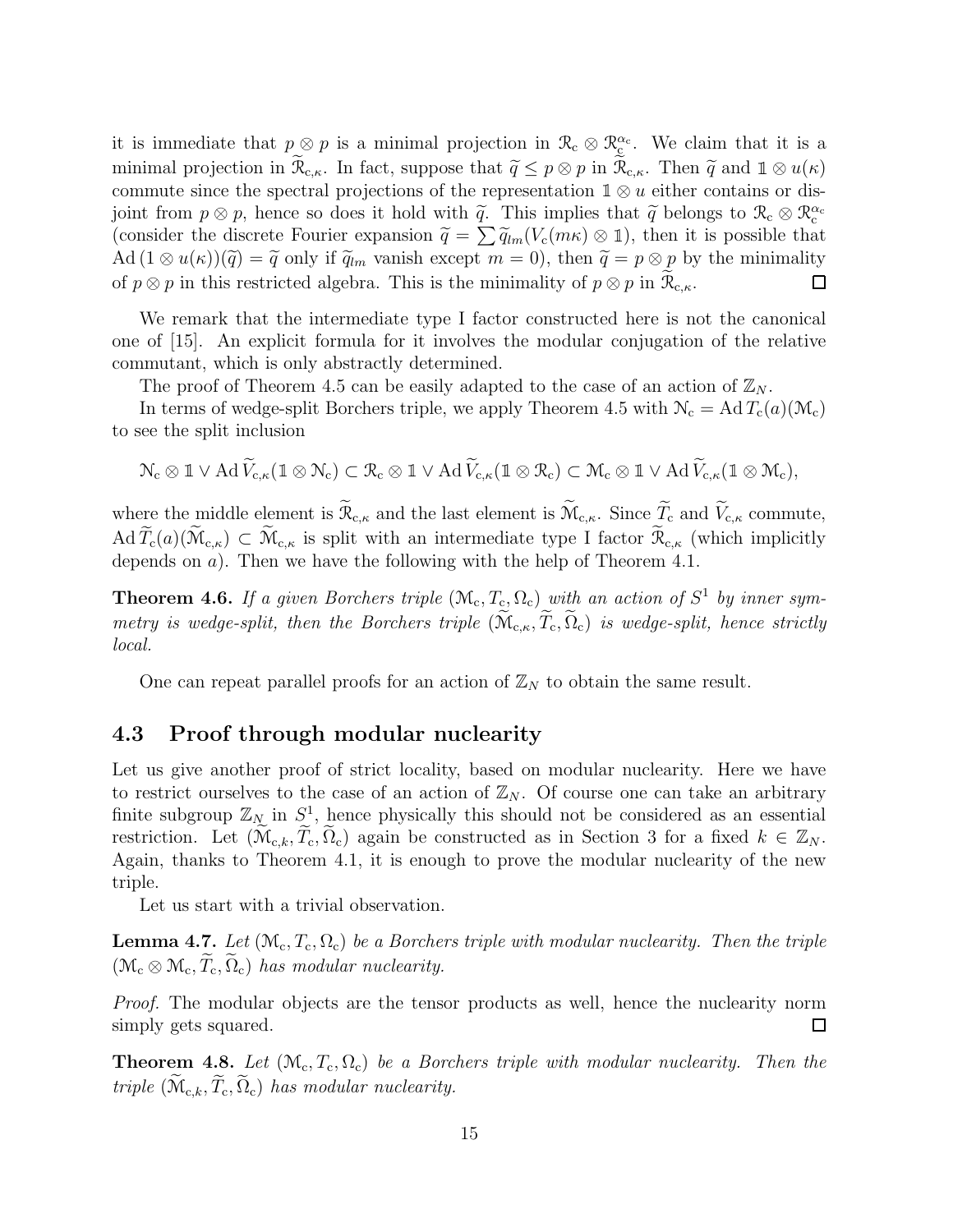it is immediate that $p \otimes p$ is a minimal projection in $\mathcal{R}_c \otimes \mathcal{R}_c^{\alpha_c}$. We claim that it is a minimal projection in $\widetilde{\mathcal{R}}_{c,\kappa}$. In fact, suppose that $\widetilde{q} \leq p \otimes p$ in $\widetilde{\mathcal{R}}_{c,\kappa}$. Then $\widetilde{q}$ and $\mathbb{1} \otimes u(\kappa)$ commute since the spectral projections of the representation $\mathbb{1} \otimes u$ either contains or disjoint from $p \otimes p$, hence so does it hold with $\widetilde{q}$. This implies that $\widetilde{q}$ belongs to $\mathcal{R}_c \otimes \mathcal{R}_c^{\alpha_c}$ (consider the discrete Fourier expansion $\widetilde{q} = \sum \widetilde{q}_{lm}(V_c(m\kappa) \otimes \mathbb{1})$, then it is possible that $\mathrm{Ad}\,(1 \otimes u(\kappa))(\widetilde{q}) = \widetilde{q}$ only if $\widetilde{q}_{lm}$ vanish except $m = 0$), then $\widetilde{q} = p \otimes p$ by the minimality of $p \otimes p$ in this restricted algebra. This is the minimality of $p \otimes p$ in $\widetilde{\mathcal{R}}_{c,\kappa}$. □

We remark that the intermediate type I factor constructed here is not the canonical one of [15]. An explicit formula for it involves the modular conjugation of the relative commutant, which is only abstractly determined.

The proof of Theorem 4.5 can be easily adapted to the case of an action of $\mathbb{Z}_N$.

In terms of wedge-split Borchers triple, we apply Theorem 4.5 with $\mathcal{N}_c = \mathrm{Ad}\,T_c(a)(\mathcal{M}_c)$ to see the split inclusion

$$\mathcal{N}_c \otimes \mathbb{1} \vee \mathrm{Ad}\,\widetilde{V}_{c,\kappa}(\mathbb{1} \otimes \mathcal{N}_c) \subset \mathcal{R}_c \otimes \mathbb{1} \vee \mathrm{Ad}\,\widetilde{V}_{c,\kappa}(\mathbb{1} \otimes \mathcal{R}_c) \subset \mathcal{M}_c \otimes \mathbb{1} \vee \mathrm{Ad}\,\widetilde{V}_{c,\kappa}(\mathbb{1} \otimes \mathcal{M}_c),$$

where the middle element is $\widetilde{\mathcal{R}}_{c,\kappa}$ and the last element is $\widetilde{\mathcal{M}}_{c,\kappa}$. Since $\widetilde{T}_c$ and $\widetilde{V}_{c,\kappa}$ commute, $\mathrm{Ad}\,\widetilde{T}_c(a)(\widetilde{\mathcal{M}}_{c,\kappa}) \subset \widetilde{\mathcal{M}}_{c,\kappa}$ is split with an intermediate type I factor $\widetilde{\mathcal{R}}_{c,\kappa}$ (which implicitly depends on $a$). Then we have the following with the help of Theorem 4.1.

**Theorem 4.6.** *If a given Borchers triple $(\mathcal{M}_c, T_c, \Omega_c)$ with an action of $S^1$ by inner symmetry is wedge-split, then the Borchers triple $(\widetilde{\mathcal{M}}_{c,\kappa}, \widetilde{T}_c, \widetilde{\Omega}_c)$ is wedge-split, hence strictly local.*

One can repeat parallel proofs for an action of $\mathbb{Z}_N$ to obtain the same result.

### 4.3 Proof through modular nuclearity

Let us give another proof of strict locality, based on modular nuclearity. Here we have to restrict ourselves to the case of an action of $\mathbb{Z}_N$. Of course one can take an arbitrary finite subgroup $\mathbb{Z}_N$ in $S^1$, hence physically this should not be considered as an essential restriction. Let $(\widetilde{\mathcal{M}}_{c,k}, \widetilde{T}_c, \widetilde{\Omega}_c)$ again be constructed as in Section 3 for a fixed $k \in \mathbb{Z}_N$. Again, thanks to Theorem 4.1, it is enough to prove the modular nuclearity of the new triple.

Let us start with a trivial observation.

**Lemma 4.7.** *Let $(\mathcal{M}_c, T_c, \Omega_c)$ be a Borchers triple with modular nuclearity. Then the triple $(\mathcal{M}_c \otimes \mathcal{M}_c, \widetilde{T}_c, \widetilde{\Omega}_c)$ has modular nuclearity.*

*Proof.* The modular objects are the tensor products as well, hence the nuclearity norm simply gets squared. □

**Theorem 4.8.** *Let $(\mathcal{M}_c, T_c, \Omega_c)$ be a Borchers triple with modular nuclearity. Then the triple $(\widetilde{\mathcal{M}}_{c,k}, \widetilde{T}_c, \widetilde{\Omega}_c)$ has modular nuclearity.*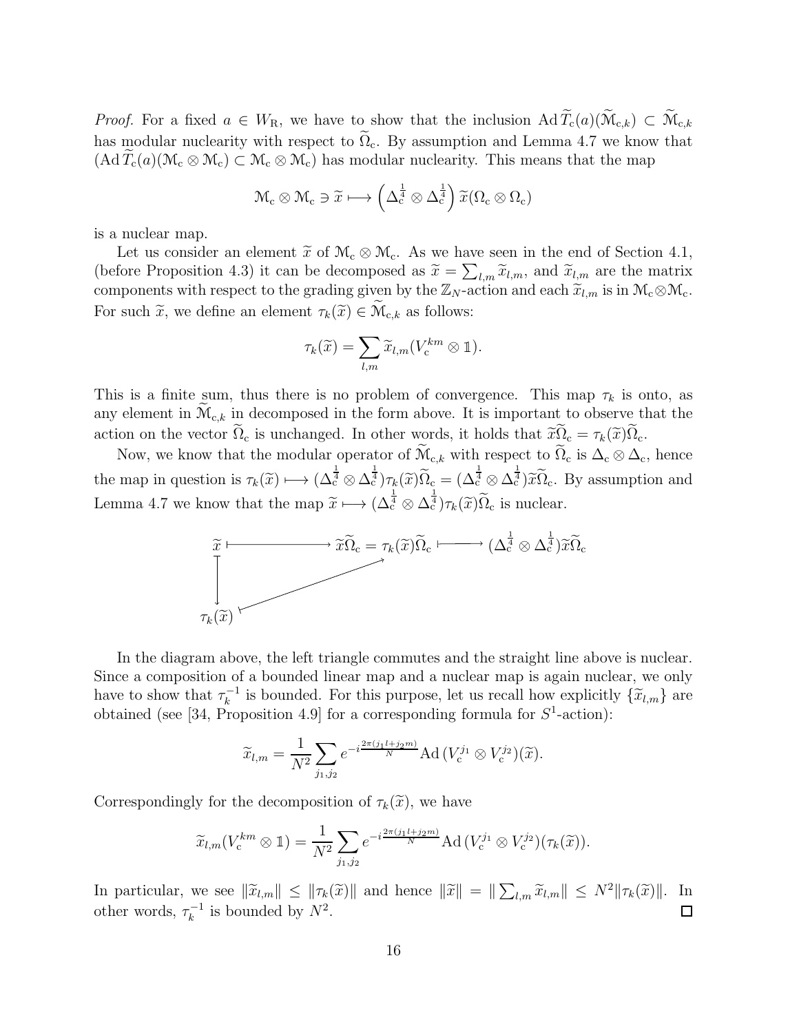*Proof.* For a fixed $a \in W_{\mathrm{R}}$, we have to show that the inclusion $\mathrm{Ad}\, \widetilde{T}_{\mathrm{c}}(a)(\widetilde{\mathcal{M}}_{\mathrm{c},k}) \subset \widetilde{\mathcal{M}}_{\mathrm{c},k}$ has modular nuclearity with respect to $\widetilde{\Omega}_{\mathrm{c}}$. By assumption and Lemma 4.7 we know that $(\mathrm{Ad}\, \widetilde{T}_{\mathrm{c}}(a)(\mathcal{M}_{\mathrm{c}} \otimes \mathcal{M}_{\mathrm{c}}) \subset \mathcal{M}_{\mathrm{c}} \otimes \mathcal{M}_{\mathrm{c}})$ has modular nuclearity. This means that the map

$$\mathcal{M}_{\mathrm{c}} \otimes \mathcal{M}_{\mathrm{c}} \ni \widetilde{x} \longmapsto \left(\Delta_{\mathrm{c}}^{\frac{1}{4}} \otimes \Delta_{\mathrm{c}}^{\frac{1}{4}}\right) \widetilde{x}(\Omega_{\mathrm{c}} \otimes \Omega_{\mathrm{c}})$$

is a nuclear map.

Let us consider an element $\widetilde{x}$ of $\mathcal{M}_{\mathrm{c}} \otimes \mathcal{M}_{\mathrm{c}}$. As we have seen in the end of Section 4.1, (before Proposition 4.3) it can be decomposed as $\widetilde{x} = \sum_{l,m} \widetilde{x}_{l,m}$, and $\widetilde{x}_{l,m}$ are the matrix components with respect to the grading given by the $\mathbb{Z}_N$-action and each $\widetilde{x}_{l,m}$ is in $\mathcal{M}_{\mathrm{c}} \otimes \mathcal{M}_{\mathrm{c}}$. For such $\widetilde{x}$, we define an element $\tau_k(\widetilde{x}) \in \widetilde{\mathcal{M}}_{\mathrm{c},k}$ as follows:

$$\tau_k(\widetilde{x}) = \sum_{l,m} \widetilde{x}_{l,m}(V_{\mathrm{c}}^{km} \otimes \mathbb{1}).$$

This is a finite sum, thus there is no problem of convergence. This map $\tau_k$ is onto, as any element in $\widetilde{\mathcal{M}}_{\mathrm{c},k}$ in decomposed in the form above. It is important to observe that the action on the vector $\widetilde{\Omega}_{\mathrm{c}}$ is unchanged. In other words, it holds that $\widetilde{x}\widetilde{\Omega}_{\mathrm{c}} = \tau_k(\widetilde{x})\widetilde{\Omega}_{\mathrm{c}}$.

Now, we know that the modular operator of $\widetilde{\mathcal{M}}_{\mathrm{c},k}$ with respect to $\widetilde{\Omega}_{\mathrm{c}}$ is $\Delta_{\mathrm{c}} \otimes \Delta_{\mathrm{c}}$, hence the map in question is $\tau_k(\widetilde{x}) \longmapsto (\Delta_{\mathrm{c}}^{\frac{1}{4}} \otimes \Delta_{\mathrm{c}}^{\frac{1}{4}})\tau_k(\widetilde{x})\widetilde{\Omega}_{\mathrm{c}} = (\Delta_{\mathrm{c}}^{\frac{1}{4}} \otimes \Delta_{\mathrm{c}}^{\frac{1}{4}})\widetilde{x}\widetilde{\Omega}_{\mathrm{c}}$. By assumption and Lemma 4.7 we know that the map $\widetilde{x} \longmapsto (\Delta_{\mathrm{c}}^{\frac{1}{4}} \otimes \Delta_{\mathrm{c}}^{\frac{1}{4}})\tau_k(\widetilde{x})\widetilde{\Omega}_{\mathrm{c}}$ is nuclear.

$$\begin{array}{ccccc} \widetilde{x} & \longmapsto & \widetilde{x}\widetilde{\Omega}_{\mathrm{c}} = \tau_k(\widetilde{x})\widetilde{\Omega}_{\mathrm{c}} & \longmapsto & (\Delta_{\mathrm{c}}^{\frac{1}{4}} \otimes \Delta_{\mathrm{c}}^{\frac{1}{4}})\widetilde{x}\widetilde{\Omega}_{\mathrm{c}} \\ \downarrow & \nearrow & & & \\ \tau_k(\widetilde{x}) & & & & \end{array}$$

In the diagram above, the left triangle commutes and the straight line above is nuclear. Since a composition of a bounded linear map and a nuclear map is again nuclear, we only have to show that $\tau_k^{-1}$ is bounded. For this purpose, let us recall how explicitly $\{\widetilde{x}_{l,m}\}$ are obtained (see [34, Proposition 4.9] for a corresponding formula for $S^1$-action):

$$\widetilde{x}_{l,m} = \frac{1}{N^2} \sum_{j_1,j_2} e^{-i\frac{2\pi(j_1 l + j_2 m)}{N}} \mathrm{Ad}\,(V_{\mathrm{c}}^{j_1} \otimes V_{\mathrm{c}}^{j_2})(\widetilde{x}).$$

Correspondingly for the decomposition of $\tau_k(\widetilde{x})$, we have

$$\widetilde{x}_{l,m}(V_{\mathrm{c}}^{km} \otimes \mathbb{1}) = \frac{1}{N^2} \sum_{j_1,j_2} e^{-i\frac{2\pi(j_1 l + j_2 m)}{N}} \mathrm{Ad}\,(V_{\mathrm{c}}^{j_1} \otimes V_{\mathrm{c}}^{j_2})(\tau_k(\widetilde{x})).$$

In particular, we see $\|\widetilde{x}_{l,m}\| \leq \|\tau_k(\widetilde{x})\|$ and hence $\|\widetilde{x}\| = \|\sum_{l,m} \widetilde{x}_{l,m}\| \leq N^2\|\tau_k(\widetilde{x})\|$. In other words, $\tau_k^{-1}$ is bounded by $N^2$. $\square$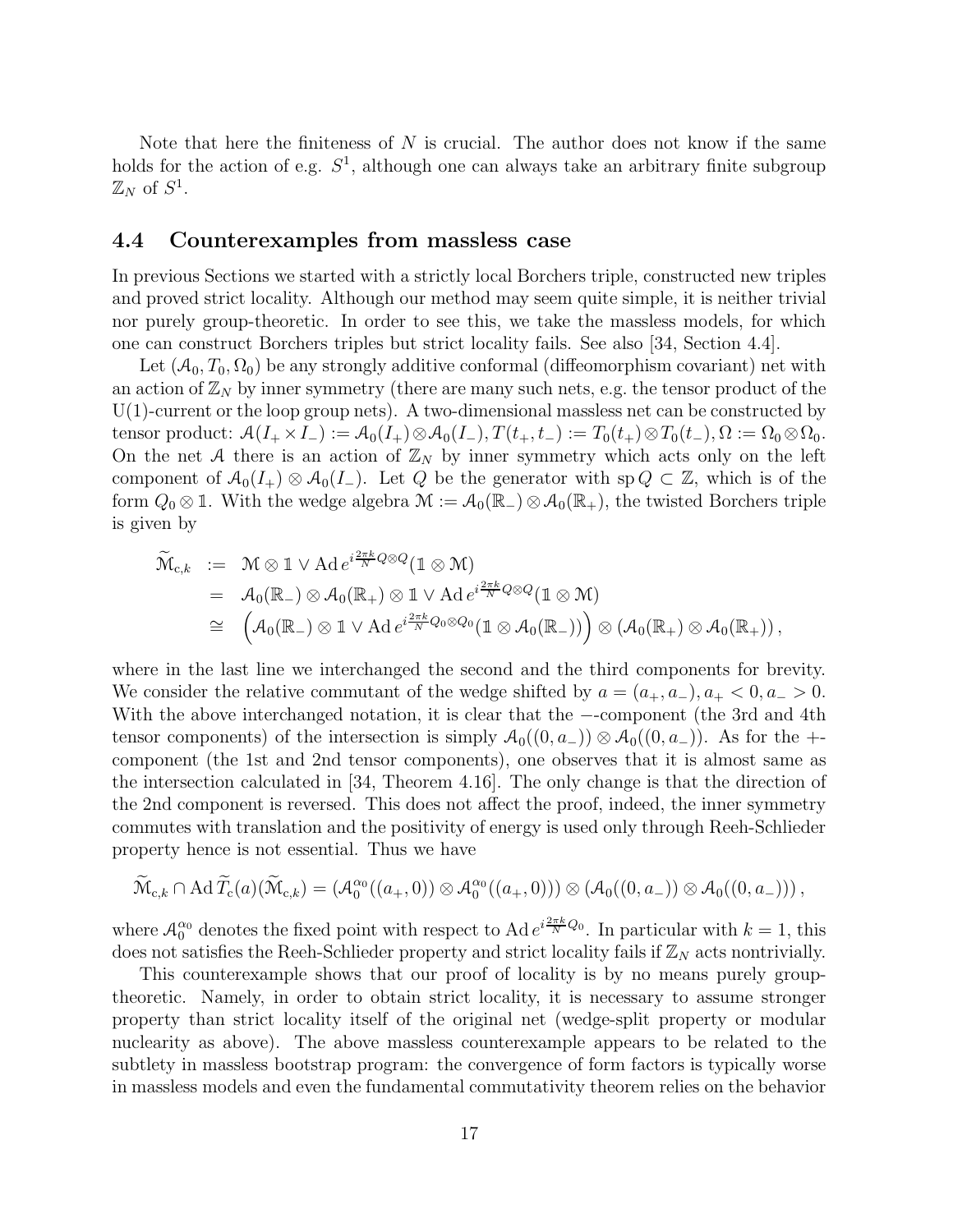Note that here the finiteness of $N$ is crucial. The author does not know if the same holds for the action of e.g. $S^1$, although one can always take an arbitrary finite subgroup $\mathbb{Z}_N$ of $S^1$.

### 4.4 Counterexamples from massless case

In previous Sections we started with a strictly local Borchers triple, constructed new triples and proved strict locality. Although our method may seem quite simple, it is neither trivial nor purely group-theoretic. In order to see this, we take the massless models, for which one can construct Borchers triples but strict locality fails. See also [34, Section 4.4].

Let $(\mathcal{A}_0, T_0, \Omega_0)$ be any strongly additive conformal (diffeomorphism covariant) net with an action of $\mathbb{Z}_N$ by inner symmetry (there are many such nets, e.g. the tensor product of the U(1)-current or the loop group nets). A two-dimensional massless net can be constructed by tensor product: $\mathcal{A}(I_+ \times I_-) := \mathcal{A}_0(I_+) \otimes \mathcal{A}_0(I_-), T(t_+, t_-) := T_0(t_+) \otimes T_0(t_-), \Omega := \Omega_0 \otimes \Omega_0$. On the net $\mathcal{A}$ there is an action of $\mathbb{Z}_N$ by inner symmetry which acts only on the left component of $\mathcal{A}_0(I_+) \otimes \mathcal{A}_0(I_-)$. Let $Q$ be the generator with $\mathrm{sp}\, Q \subset \mathbb{Z}$, which is of the form $Q_0 \otimes \mathbb{1}$. With the wedge algebra $\mathcal{M} := \mathcal{A}_0(\mathbb{R}_-) \otimes \mathcal{A}_0(\mathbb{R}_+)$, the twisted Borchers triple is given by

$$
\begin{aligned}
\widetilde{\mathcal{M}}_{c,k} &:= \mathcal{M} \otimes \mathbb{1} \vee \mathrm{Ad}\, e^{i\frac{2\pi k}{N} Q \otimes Q}(\mathbb{1} \otimes \mathcal{M}) \\
&= \mathcal{A}_0(\mathbb{R}_-) \otimes \mathcal{A}_0(\mathbb{R}_+) \otimes \mathbb{1} \vee \mathrm{Ad}\, e^{i\frac{2\pi k}{N} Q \otimes Q}(\mathbb{1} \otimes \mathcal{M}) \\
&\cong \left(\mathcal{A}_0(\mathbb{R}_-) \otimes \mathbb{1} \vee \mathrm{Ad}\, e^{i\frac{2\pi k}{N} Q_0 \otimes Q_0}(\mathbb{1} \otimes \mathcal{A}_0(\mathbb{R}_-))\right) \otimes (\mathcal{A}_0(\mathbb{R}_+) \otimes \mathcal{A}_0(\mathbb{R}_+)),
\end{aligned}
$$

where in the last line we interchanged the second and the third components for brevity. We consider the relative commutant of the wedge shifted by $a = (a_+, a_-), a_+ < 0, a_- > 0$. With the above interchanged notation, it is clear that the $-$-component (the 3rd and 4th tensor components) of the intersection is simply $\mathcal{A}_0((0, a_-)) \otimes \mathcal{A}_0((0, a_-))$. As for the $+$-component (the 1st and 2nd tensor components), one observes that it is almost same as the intersection calculated in [34, Theorem 4.16]. The only change is that the direction of the 2nd component is reversed. This does not affect the proof, indeed, the inner symmetry commutes with translation and the positivity of energy is used only through Reeh-Schlieder property hence is not essential. Thus we have

$$
\widetilde{\mathcal{M}}_{c,k} \cap \mathrm{Ad}\, \widetilde{T}_c(a)(\widetilde{\mathcal{M}}_{c,k}) = (\mathcal{A}_0^{\alpha_0}((a_+, 0)) \otimes \mathcal{A}_0^{\alpha_0}((a_+, 0))) \otimes (\mathcal{A}_0((0, a_-)) \otimes \mathcal{A}_0((0, a_-))),
$$

where $\mathcal{A}_0^{\alpha_0}$ denotes the fixed point with respect to $\mathrm{Ad}\, e^{i\frac{2\pi k}{N} Q_0}$. In particular with $k = 1$, this does not satisfies the Reeh-Schlieder property and strict locality fails if $\mathbb{Z}_N$ acts nontrivially.

This counterexample shows that our proof of locality is by no means purely group-theoretic. Namely, in order to obtain strict locality, it is necessary to assume stronger property than strict locality itself of the original net (wedge-split property or modular nuclearity as above). The above massless counterexample appears to be related to the subtlety in massless bootstrap program: the convergence of form factors is typically worse in massless models and even the fundamental commutativity theorem relies on the behavior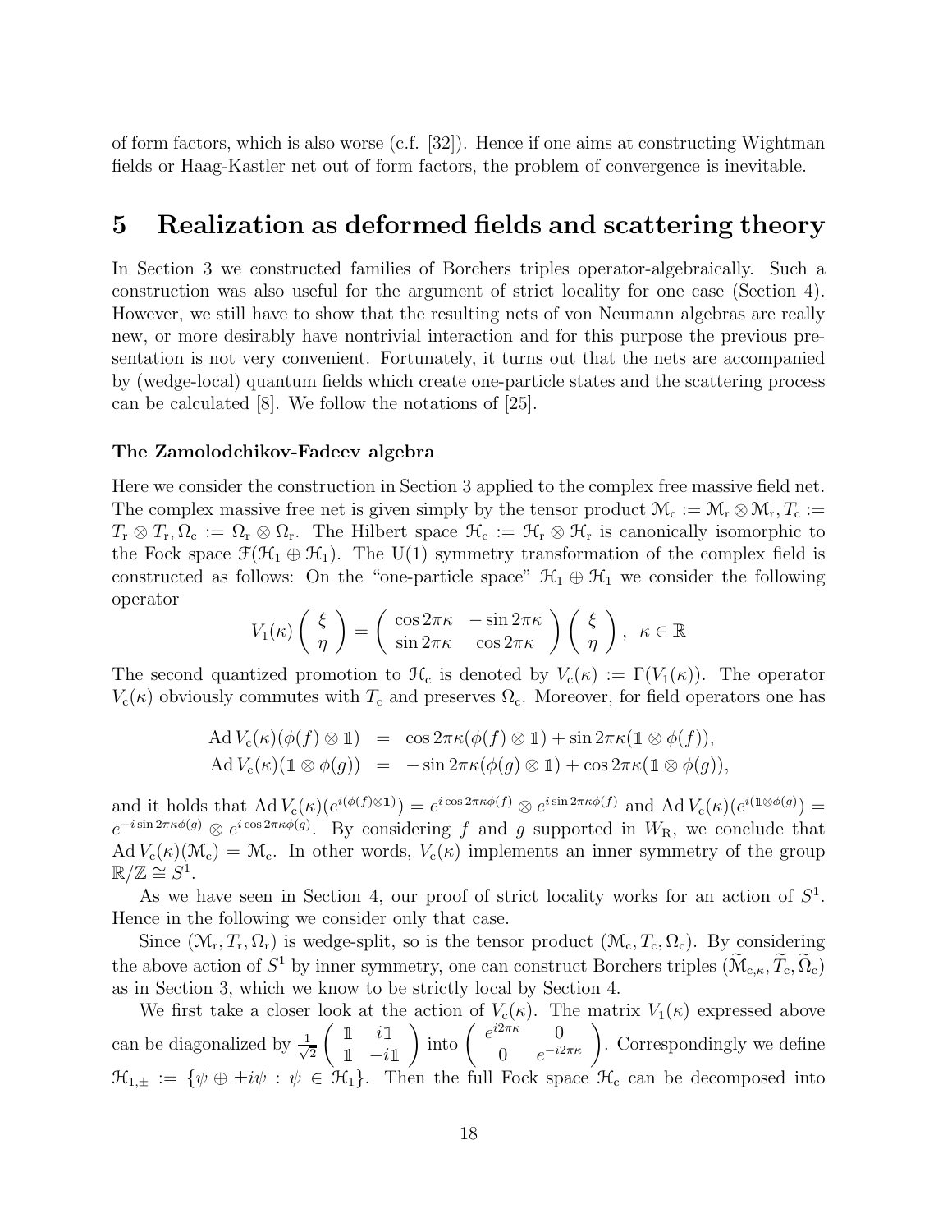of form factors, which is also worse (c.f. [32]). Hence if one aims at constructing Wightman fields or Haag-Kastler net out of form factors, the problem of convergence is inevitable.

# 5 Realization as deformed fields and scattering theory

In Section 3 we constructed families of Borchers triples operator-algebraically. Such a construction was also useful for the argument of strict locality for one case (Section 4). However, we still have to show that the resulting nets of von Neumann algebras are really new, or more desirably have nontrivial interaction and for this purpose the previous presentation is not very convenient. Fortunately, it turns out that the nets are accompanied by (wedge-local) quantum fields which create one-particle states and the scattering process can be calculated [8]. We follow the notations of [25].

### The Zamolodchikov-Fadeev algebra

Here we consider the construction in Section 3 applied to the complex free massive field net. The complex massive free net is given simply by the tensor product $\mathcal{M}_{\mathrm{c}} := \mathcal{M}_{\mathrm{r}} \otimes \mathcal{M}_{\mathrm{r}}, T_{\mathrm{c}} := T_{\mathrm{r}} \otimes T_{\mathrm{r}}, \Omega_{\mathrm{c}} := \Omega_{\mathrm{r}} \otimes \Omega_{\mathrm{r}}$. The Hilbert space $\mathcal{H}_{\mathrm{c}} := \mathcal{H}_{\mathrm{r}} \otimes \mathcal{H}_{\mathrm{r}}$ is canonically isomorphic to the Fock space $\mathcal{F}(\mathcal{H}_1 \oplus \mathcal{H}_1)$. The U(1) symmetry transformation of the complex field is constructed as follows: On the "one-particle space" $\mathcal{H}_1 \oplus \mathcal{H}_1$ we consider the following operator

$$V_1(\kappa) \begin{pmatrix} \xi \\ \eta \end{pmatrix} = \begin{pmatrix} \cos 2\pi\kappa & -\sin 2\pi\kappa \\ \sin 2\pi\kappa & \cos 2\pi\kappa \end{pmatrix} \begin{pmatrix} \xi \\ \eta \end{pmatrix}, \ \ \kappa \in \mathbb{R}$$

The second quantized promotion to $\mathcal{H}_{\mathrm{c}}$ is denoted by $V_{\mathrm{c}}(\kappa) := \Gamma(V_1(\kappa))$. The operator $V_{\mathrm{c}}(\kappa)$ obviously commutes with $T_{\mathrm{c}}$ and preserves $\Omega_{\mathrm{c}}$. Moreover, for field operators one has

$$\begin{aligned} \operatorname{Ad} V_{\mathrm{c}}(\kappa)(\phi(f) \otimes \mathbb{1}) &= \cos 2\pi\kappa(\phi(f) \otimes \mathbb{1}) + \sin 2\pi\kappa(\mathbb{1} \otimes \phi(f)), \\ \operatorname{Ad} V_{\mathrm{c}}(\kappa)(\mathbb{1} \otimes \phi(g)) &= -\sin 2\pi\kappa(\phi(g) \otimes \mathbb{1}) + \cos 2\pi\kappa(\mathbb{1} \otimes \phi(g)), \end{aligned}$$

and it holds that $\operatorname{Ad} V_{\mathrm{c}}(\kappa)(e^{i(\phi(f)\otimes\mathbb{1})}) = e^{i\cos 2\pi\kappa\phi(f)} \otimes e^{i\sin 2\pi\kappa\phi(f)}$ and $\operatorname{Ad} V_{\mathrm{c}}(\kappa)(e^{i(\mathbb{1}\otimes\phi(g))}) = e^{-i\sin 2\pi\kappa\phi(g)} \otimes e^{i\cos 2\pi\kappa\phi(g)}$. By considering $f$ and $g$ supported in $W_{\mathrm{R}}$, we conclude that $\operatorname{Ad} V_{\mathrm{c}}(\kappa)(\mathcal{M}_{\mathrm{c}}) = \mathcal{M}_{\mathrm{c}}$. In other words, $V_{\mathrm{c}}(\kappa)$ implements an inner symmetry of the group $\mathbb{R}/\mathbb{Z} \cong S^1$.

As we have seen in Section 4, our proof of strict locality works for an action of $S^1$. Hence in the following we consider only that case.

Since $(\mathcal{M}_{\mathrm{r}}, T_{\mathrm{r}}, \Omega_{\mathrm{r}})$ is wedge-split, so is the tensor product $(\mathcal{M}_{\mathrm{c}}, T_{\mathrm{c}}, \Omega_{\mathrm{c}})$. By considering the above action of $S^1$ by inner symmetry, one can construct Borchers triples $(\widetilde{\mathcal{M}}_{\mathrm{c},\kappa}, \widetilde{T}_{\mathrm{c}}, \widetilde{\Omega}_{\mathrm{c}})$ as in Section 3, which we know to be strictly local by Section 4.

We first take a closer look at the action of $V_{\mathrm{c}}(\kappa)$. The matrix $V_1(\kappa)$ expressed above can be diagonalized by $\frac{1}{\sqrt{2}} \begin{pmatrix} \mathbb{1} & i\mathbb{1} \\ \mathbb{1} & -i\mathbb{1} \end{pmatrix}$ into $\begin{pmatrix} e^{i2\pi\kappa} & 0 \\ 0 & e^{-i2\pi\kappa} \end{pmatrix}$. Correspondingly we define $\mathcal{H}_{1,\pm} := \{\psi \oplus \pm i\psi : \psi \in \mathcal{H}_1\}$. Then the full Fock space $\mathcal{H}_{\mathrm{c}}$ can be decomposed into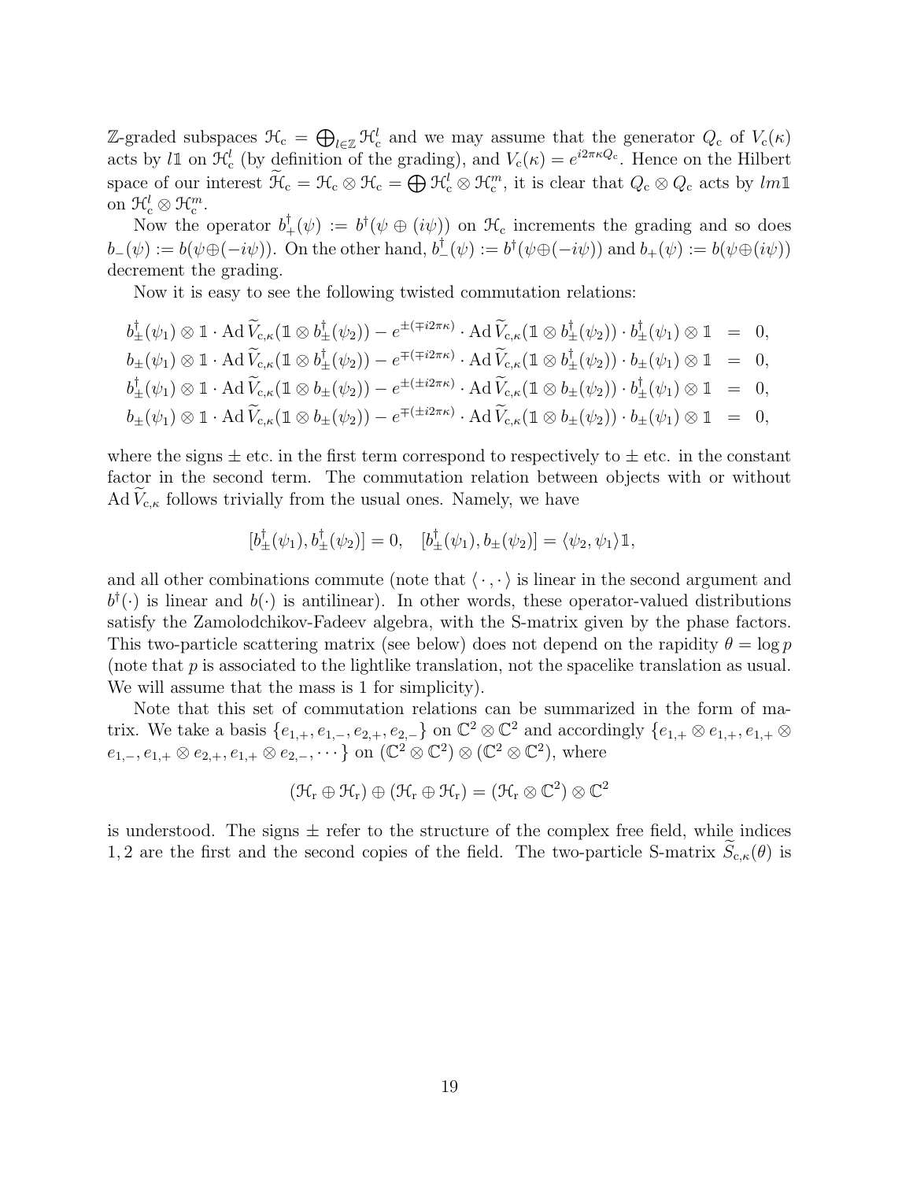$\mathbb{Z}$-graded subspaces $\mathcal{H}_c = \bigoplus_{l\in\mathbb{Z}} \mathcal{H}_c^l$ and we may assume that the generator $Q_c$ of $V_c(\kappa)$ acts by $l\mathbb{1}$ on $\mathcal{H}_c^l$ (by definition of the grading), and $V_c(\kappa) = e^{i2\pi\kappa Q_c}$. Hence on the Hilbert space of our interest $\widetilde{\mathcal{H}}_c = \mathcal{H}_c \otimes \mathcal{H}_c = \bigoplus \mathcal{H}_c^l \otimes \mathcal{H}_c^m$, it is clear that $Q_c \otimes Q_c$ acts by $lm\mathbb{1}$ on $\mathcal{H}_c^l \otimes \mathcal{H}_c^m$.

Now the operator $b_+^\dagger(\psi) := b^\dagger(\psi \oplus (i\psi))$ on $\mathcal{H}_c$ increments the grading and so does $b_-(\psi) := b(\psi \oplus (-i\psi))$. On the other hand, $b_-^\dagger(\psi) := b^\dagger(\psi\oplus(-i\psi))$ and $b_+(\psi) := b(\psi \oplus (i\psi))$ decrement the grading.

Now it is easy to see the following twisted commutation relations:

$$
\begin{aligned}
b_\pm^\dagger(\psi_1)\otimes\mathbb{1}\cdot \mathrm{Ad}\,\widetilde{V}_{c,\kappa}(\mathbb{1}\otimes b_\pm^\dagger(\psi_2)) - e^{\pm(\mp i2\pi\kappa)}\cdot \mathrm{Ad}\,\widetilde{V}_{c,\kappa}(\mathbb{1}\otimes b_\pm^\dagger(\psi_2))\cdot b_\pm^\dagger(\psi_1)\otimes\mathbb{1} &= 0,\\
b_\pm(\psi_1)\otimes\mathbb{1}\cdot \mathrm{Ad}\,\widetilde{V}_{c,\kappa}(\mathbb{1}\otimes b_\pm^\dagger(\psi_2)) - e^{\mp(\mp i2\pi\kappa)}\cdot \mathrm{Ad}\,\widetilde{V}_{c,\kappa}(\mathbb{1}\otimes b_\pm^\dagger(\psi_2))\cdot b_\pm(\psi_1)\otimes\mathbb{1} &= 0,\\
b_\pm^\dagger(\psi_1)\otimes\mathbb{1}\cdot \mathrm{Ad}\,\widetilde{V}_{c,\kappa}(\mathbb{1}\otimes b_\pm(\psi_2)) - e^{\pm(\pm i2\pi\kappa)}\cdot \mathrm{Ad}\,\widetilde{V}_{c,\kappa}(\mathbb{1}\otimes b_\pm(\psi_2))\cdot b_\pm^\dagger(\psi_1)\otimes\mathbb{1} &= 0,\\
b_\pm(\psi_1)\otimes\mathbb{1}\cdot \mathrm{Ad}\,\widetilde{V}_{c,\kappa}(\mathbb{1}\otimes b_\pm(\psi_2)) - e^{\mp(\pm i2\pi\kappa)}\cdot \mathrm{Ad}\,\widetilde{V}_{c,\kappa}(\mathbb{1}\otimes b_\pm(\psi_2))\cdot b_\pm(\psi_1)\otimes\mathbb{1} &= 0,
\end{aligned}
$$

where the signs $\pm$ etc. in the first term correspond to respectively to $\pm$ etc. in the constant factor in the second term. The commutation relation between objects with or without $\mathrm{Ad}\,\widetilde{V}_{c,\kappa}$ follows trivially from the usual ones. Namely, we have

$$
[b_\pm^\dagger(\psi_1), b_\pm^\dagger(\psi_2)] = 0, \quad [b_\pm^\dagger(\psi_1), b_\pm(\psi_2)] = \langle\psi_2,\psi_1\rangle\mathbb{1},
$$

and all other combinations commute (note that $\langle\cdot,\cdot\rangle$ is linear in the second argument and $b^\dagger(\cdot)$ is linear and $b(\cdot)$ is antilinear). In other words, these operator-valued distributions satisfy the Zamolodchikov-Fadeev algebra, with the S-matrix given by the phase factors. This two-particle scattering matrix (see below) does not depend on the rapidity $\theta = \log p$ (note that $p$ is associated to the lightlike translation, not the spacelike translation as usual. We will assume that the mass is 1 for simplicity).

Note that this set of commutation relations can be summarized in the form of matrix. We take a basis $\{e_{1,+}, e_{1,-}, e_{2,+}, e_{2,-}\}$ on $\mathbb{C}^2\otimes\mathbb{C}^2$ and accordingly $\{e_{1,+}\otimes e_{1,+}, e_{1,+}\otimes e_{1,-}, e_{1,+}\otimes e_{2,+}, e_{1,+}\otimes e_{2,-}, \cdots\}$ on $(\mathbb{C}^2\otimes\mathbb{C}^2)\otimes(\mathbb{C}^2\otimes\mathbb{C}^2)$, where

$$
(\mathcal{H}_r \oplus \mathcal{H}_r)\oplus(\mathcal{H}_r\oplus\mathcal{H}_r) = (\mathcal{H}_r\otimes\mathbb{C}^2)\otimes\mathbb{C}^2
$$

is understood. The signs $\pm$ refer to the structure of the complex free field, while indices $1, 2$ are the first and the second copies of the field. The two-particle S-matrix $\widetilde{S}_{c,\kappa}(\theta)$ is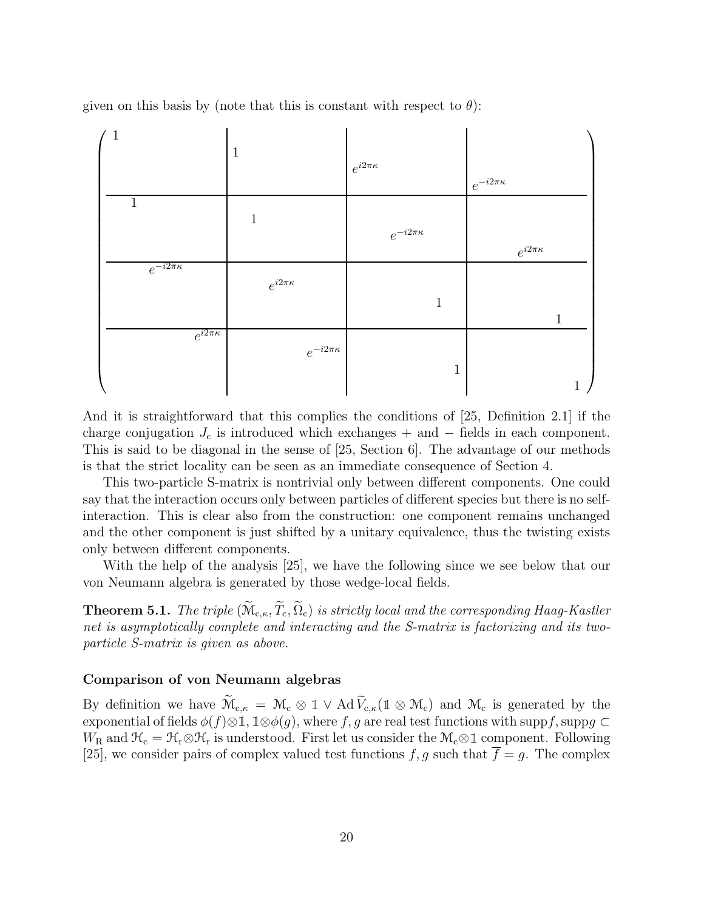given on this basis by (note that this is constant with respect to $\theta$):

$$
\left(\begin{array}{cccc|cccc|cccc|cccc}
1 & & & & & & & & & & & & & & & \\
 & & & & 1 & & & & & & & & & & & \\
 & & & & & & & & e^{i2\pi\kappa} & & & & & & & \\
 & & & & & & & & & & & & e^{-i2\pi\kappa} & & & \\
\hline
 & 1 & & & & & & & & & & & & & & \\
 & & & & & 1 & & & & & & & & & & \\
 & & & & & & & & & e^{-i2\pi\kappa} & & & & & & \\
 & & & & & & & & & & & & & e^{i2\pi\kappa} & & \\
\hline
 & & e^{-i2\pi\kappa} & & & & & & & & & & & & & \\
 & & & & & & e^{i2\pi\kappa} & & & & & & & & & \\
 & & & & & & & & & & 1 & & & & & \\
 & & & & & & & & & & & & & & 1 & \\
\hline
 & & & e^{i2\pi\kappa} & & & & & & & & & & & & \\
 & & & & & & & e^{-i2\pi\kappa} & & & & & & & & \\
 & & & & & & & & & & & 1 & & & & \\
 & & & & & & & & & & & & & & & 1
\end{array}\right)
$$

And it is straightforward that this complies the conditions of [25, Definition 2.1] if the charge conjugation $J_c$ is introduced which exchanges $+$ and $-$ fields in each component. This is said to be diagonal in the sense of [25, Section 6]. The advantage of our methods is that the strict locality can be seen as an immediate consequence of Section 4.

This two-particle S-matrix is nontrivial only between different components. One could say that the interaction occurs only between particles of different species but there is no self-interaction. This is clear also from the construction: one component remains unchanged and the other component is just shifted by a unitary equivalence, thus the twisting exists only between different components.

With the help of the analysis [25], we have the following since we see below that our von Neumann algebra is generated by those wedge-local fields.

**Theorem 5.1.** *The triple $(\widetilde{\mathcal{M}}_{c,\kappa}, \widetilde{T}_c, \widetilde{\Omega}_c)$ is strictly local and the corresponding Haag-Kastler net is asymptotically complete and interacting and the S-matrix is factorizing and its two-particle S-matrix is given as above.*

**Comparison of von Neumann algebras**

By definition we have $\widetilde{\mathcal{M}}_{c,\kappa} = \mathcal{M}_c \otimes \mathbb{1} \vee \mathrm{Ad}\, \widetilde{V}_{c,\kappa}(\mathbb{1} \otimes \mathcal{M}_c)$ and $\mathcal{M}_c$ is generated by the exponential of fields $\phi(f)\otimes\mathbb{1}, \mathbb{1}\otimes\phi(g)$, where $f, g$ are real test functions with $\mathrm{supp} f, \mathrm{supp} g \subset W_R$ and $\mathcal{H}_c = \mathcal{H}_r \otimes \mathcal{H}_r$ is understood. First let us consider the $\mathcal{M}_c \otimes \mathbb{1}$ component. Following [25], we consider pairs of complex valued test functions $f, g$ such that $\overline{f} = g$. The complex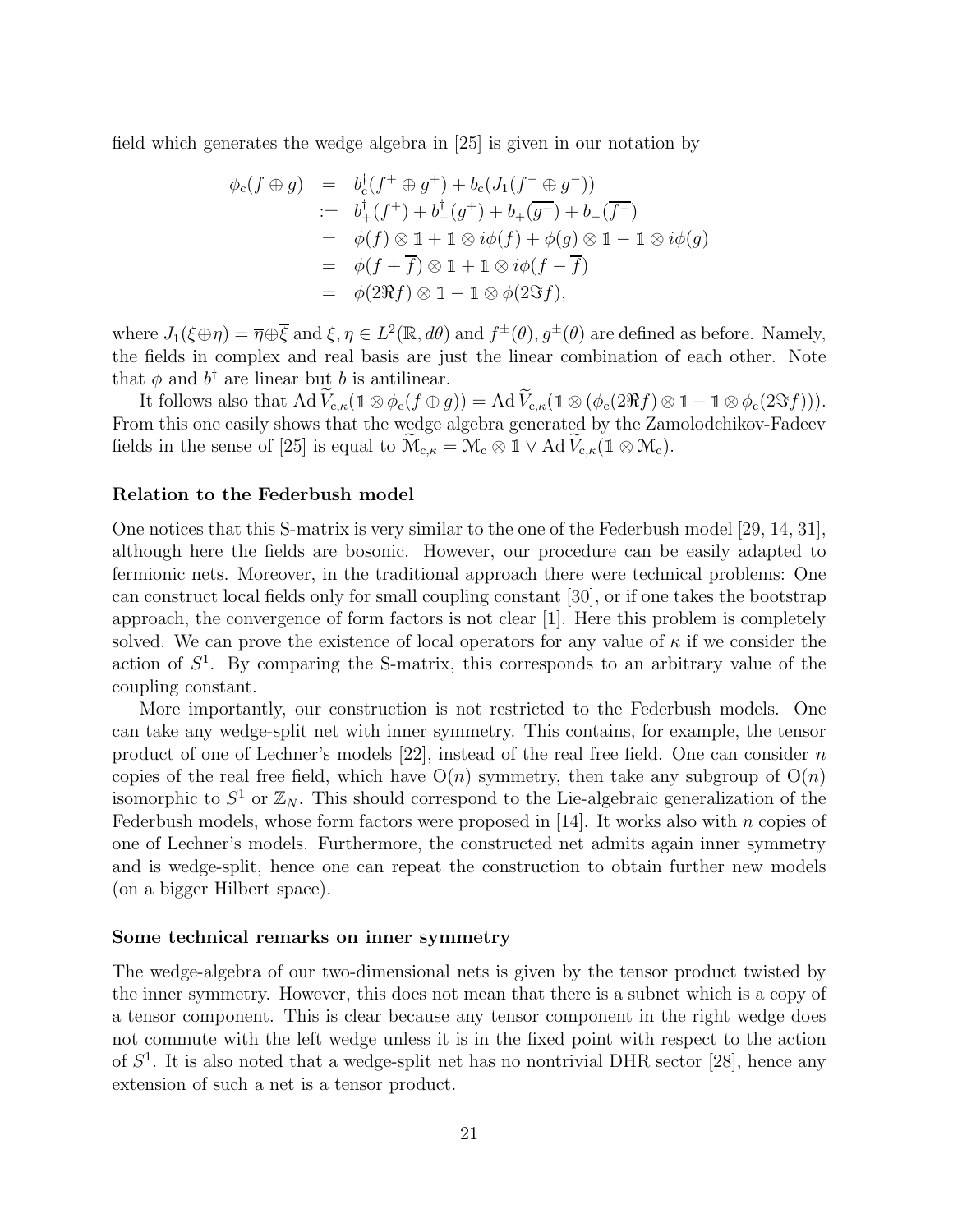field which generates the wedge algebra in [25] is given in our notation by

$$
\begin{aligned}
\phi_{\mathrm{c}}(f \oplus g) &= b_{\mathrm{c}}^{\dagger}(f^{+} \oplus g^{+}) + b_{\mathrm{c}}(J_1(f^{-} \oplus g^{-})) \\
&:= b_{+}^{\dagger}(f^{+}) + b_{-}^{\dagger}(g^{+}) + b_{+}(\overline{g^{-}}) + b_{-}(\overline{f^{-}}) \\
&= \phi(f) \otimes \mathbb{1} + \mathbb{1} \otimes i\phi(f) + \phi(g) \otimes \mathbb{1} - \mathbb{1} \otimes i\phi(g) \\
&= \phi(f + \overline{f}) \otimes \mathbb{1} + \mathbb{1} \otimes i\phi(f - \overline{f}) \\
&= \phi(2\Re f) \otimes \mathbb{1} - \mathbb{1} \otimes \phi(2\Im f),
\end{aligned}
$$

where $J_1(\xi \oplus \eta) = \overline{\eta} \oplus \overline{\xi}$ and $\xi, \eta \in L^2(\mathbb{R}, d\theta)$ and $f^{\pm}(\theta), g^{\pm}(\theta)$ are defined as before. Namely, the fields in complex and real basis are just the linear combination of each other. Note that $\phi$ and $b^{\dagger}$ are linear but $b$ is antilinear.

It follows also that $\mathrm{Ad}\, \widetilde{V}_{\mathrm{c},\kappa}(\mathbb{1} \otimes \phi_{\mathrm{c}}(f \oplus g)) = \mathrm{Ad}\, \widetilde{V}_{\mathrm{c},\kappa}(\mathbb{1} \otimes (\phi_{\mathrm{c}}(2\Re f) \otimes \mathbb{1} - \mathbb{1} \otimes \phi_{\mathrm{c}}(2\Im f)))$. From this one easily shows that the wedge algebra generated by the Zamolodchikov-Fadeev fields in the sense of [25] is equal to $\widetilde{\mathcal{M}}_{\mathrm{c},\kappa} = \mathcal{M}_{\mathrm{c}} \otimes \mathbb{1} \vee \mathrm{Ad}\, \widetilde{V}_{\mathrm{c},\kappa}(\mathbb{1} \otimes \mathcal{M}_{\mathrm{c}})$.

**Relation to the Federbush model**

One notices that this S-matrix is very similar to the one of the Federbush model [29, 14, 31], although here the fields are bosonic. However, our procedure can be easily adapted to fermionic nets. Moreover, in the traditional approach there were technical problems: One can construct local fields only for small coupling constant [30], or if one takes the bootstrap approach, the convergence of form factors is not clear [1]. Here this problem is completely solved. We can prove the existence of local operators for any value of $\kappa$ if we consider the action of $S^1$. By comparing the S-matrix, this corresponds to an arbitrary value of the coupling constant.

More importantly, our construction is not restricted to the Federbush models. One can take any wedge-split net with inner symmetry. This contains, for example, the tensor product of one of Lechner's models [22], instead of the real free field. One can consider $n$ copies of the real free field, which have $\mathrm{O}(n)$ symmetry, then take any subgroup of $\mathrm{O}(n)$ isomorphic to $S^1$ or $\mathbb{Z}_N$. This should correspond to the Lie-algebraic generalization of the Federbush models, whose form factors were proposed in [14]. It works also with $n$ copies of one of Lechner's models. Furthermore, the constructed net admits again inner symmetry and is wedge-split, hence one can repeat the construction to obtain further new models (on a bigger Hilbert space).

**Some technical remarks on inner symmetry**

The wedge-algebra of our two-dimensional nets is given by the tensor product twisted by the inner symmetry. However, this does not mean that there is a subnet which is a copy of a tensor component. This is clear because any tensor component in the right wedge does not commute with the left wedge unless it is in the fixed point with respect to the action of $S^1$. It is also noted that a wedge-split net has no nontrivial DHR sector [28], hence any extension of such a net is a tensor product.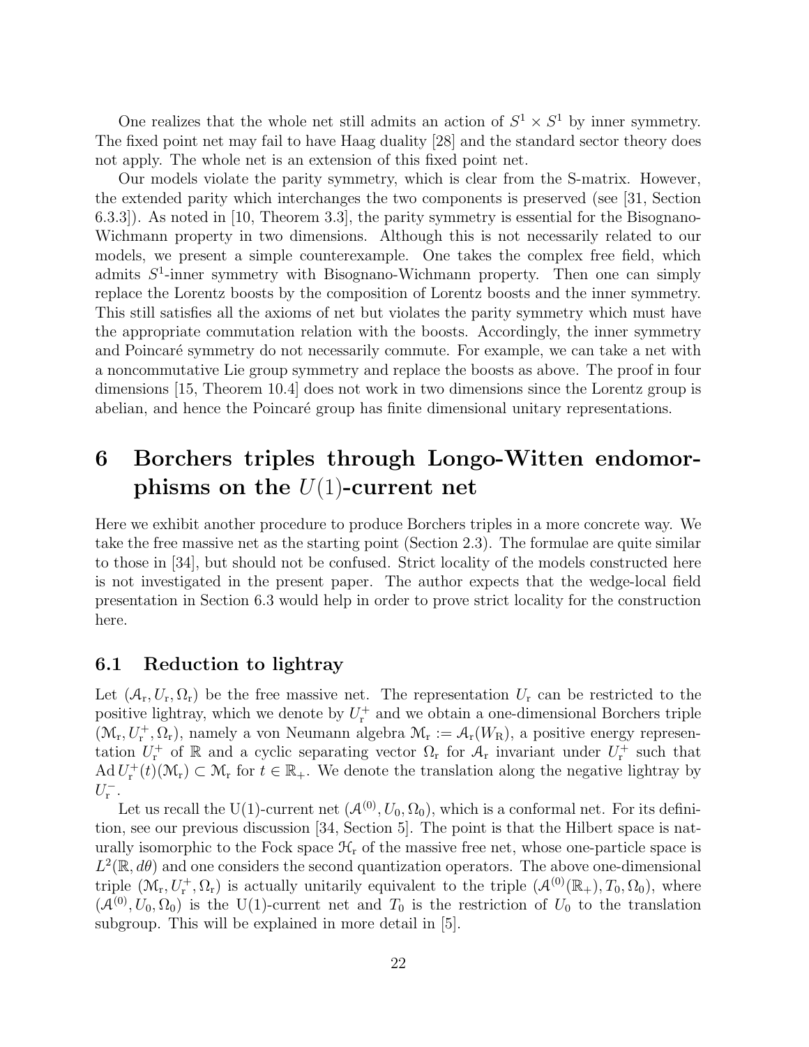One realizes that the whole net still admits an action of $S^1 \times S^1$ by inner symmetry. The fixed point net may fail to have Haag duality [28] and the standard sector theory does not apply. The whole net is an extension of this fixed point net.

Our models violate the parity symmetry, which is clear from the S-matrix. However, the extended parity which interchanges the two components is preserved (see [31, Section 6.3.3]). As noted in [10, Theorem 3.3], the parity symmetry is essential for the Bisognano-Wichmann property in two dimensions. Although this is not necessarily related to our models, we present a simple counterexample. One takes the complex free field, which admits $S^1$-inner symmetry with Bisognano-Wichmann property. Then one can simply replace the Lorentz boosts by the composition of Lorentz boosts and the inner symmetry. This still satisfies all the axioms of net but violates the parity symmetry which must have the appropriate commutation relation with the boosts. Accordingly, the inner symmetry and Poincaré symmetry do not necessarily commute. For example, we can take a net with a noncommutative Lie group symmetry and replace the boosts as above. The proof in four dimensions [15, Theorem 10.4] does not work in two dimensions since the Lorentz group is abelian, and hence the Poincaré group has finite dimensional unitary representations.

# 6 Borchers triples through Longo-Witten endomorphisms on the $U(1)$-current net

Here we exhibit another procedure to produce Borchers triples in a more concrete way. We take the free massive net as the starting point (Section 2.3). The formulae are quite similar to those in [34], but should not be confused. Strict locality of the models constructed here is not investigated in the present paper. The author expects that the wedge-local field presentation in Section 6.3 would help in order to prove strict locality for the construction here.

## 6.1 Reduction to lightray

Let $(\mathcal{A}_\mathrm{r}, U_\mathrm{r}, \Omega_\mathrm{r})$ be the free massive net. The representation $U_\mathrm{r}$ can be restricted to the positive lightray, which we denote by $U_\mathrm{r}^+$ and we obtain a one-dimensional Borchers triple $(\mathcal{M}_\mathrm{r}, U_\mathrm{r}^+, \Omega_\mathrm{r})$, namely a von Neumann algebra $\mathcal{M}_\mathrm{r} := \mathcal{A}_\mathrm{r}(W_\mathrm{R})$, a positive energy representation $U_\mathrm{r}^+$ of $\mathbb{R}$ and a cyclic separating vector $\Omega_\mathrm{r}$ for $\mathcal{A}_\mathrm{r}$ invariant under $U_\mathrm{r}^+$ such that $\mathrm{Ad}\, U_\mathrm{r}^+(t)(\mathcal{M}_\mathrm{r}) \subset \mathcal{M}_\mathrm{r}$ for $t \in \mathbb{R}_+$. We denote the translation along the negative lightray by $U_\mathrm{r}^-$.

Let us recall the U(1)-current net $(\mathcal{A}^{(0)}, U_0, \Omega_0)$, which is a conformal net. For its definition, see our previous discussion [34, Section 5]. The point is that the Hilbert space is naturally isomorphic to the Fock space $\mathcal{H}_\mathrm{r}$ of the massive free net, whose one-particle space is $L^2(\mathbb{R}, d\theta)$ and one considers the second quantization operators. The above one-dimensional triple $(\mathcal{M}_\mathrm{r}, U_\mathrm{r}^+, \Omega_\mathrm{r})$ is actually unitarily equivalent to the triple $(\mathcal{A}^{(0)}(\mathbb{R}_+), T_0, \Omega_0)$, where $(\mathcal{A}^{(0)}, U_0, \Omega_0)$ is the U(1)-current net and $T_0$ is the restriction of $U_0$ to the translation subgroup. This will be explained in more detail in [5].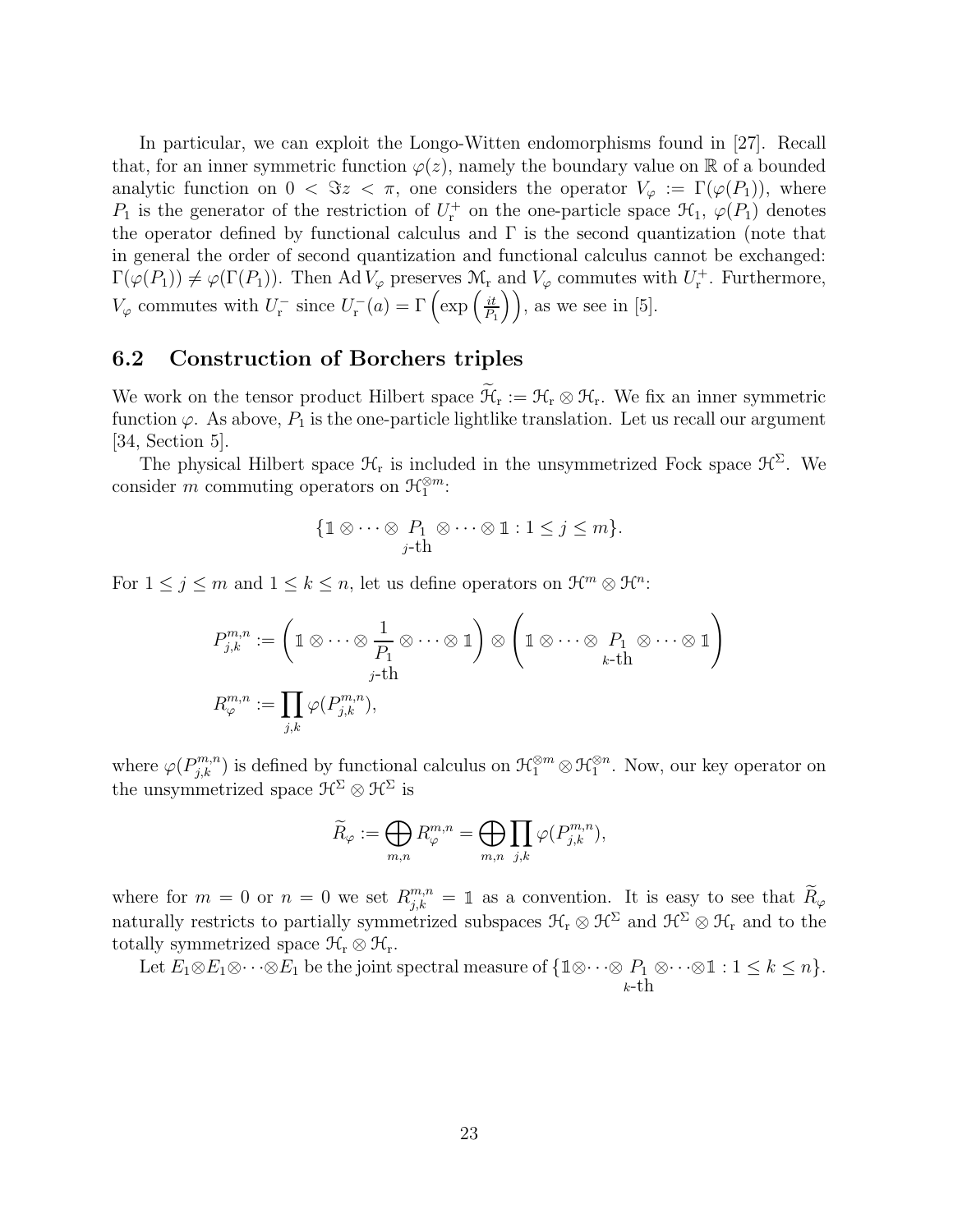In particular, we can exploit the Longo-Witten endomorphisms found in [27]. Recall that, for an inner symmetric function $\varphi(z)$, namely the boundary value on $\mathbb{R}$ of a bounded analytic function on $0 < \Im z < \pi$, one considers the operator $V_\varphi := \Gamma(\varphi(P_1))$, where $P_1$ is the generator of the restriction of $U_\mathrm{r}^+$ on the one-particle space $\mathcal{H}_1$, $\varphi(P_1)$ denotes the operator defined by functional calculus and $\Gamma$ is the second quantization (note that in general the order of second quantization and functional calculus cannot be exchanged: $\Gamma(\varphi(P_1)) \neq \varphi(\Gamma(P_1))$. Then $\mathrm{Ad}\, V_\varphi$ preserves $\mathcal{M}_\mathrm{r}$ and $V_\varphi$ commutes with $U_\mathrm{r}^+$. Furthermore, $V_\varphi$ commutes with $U_\mathrm{r}^-$ since $U_\mathrm{r}^-(a) = \Gamma\left(\exp\left(\frac{it}{P_1}\right)\right)$, as we see in [5].

## 6.2 Construction of Borchers triples

We work on the tensor product Hilbert space $\widetilde{\mathcal{H}}_\mathrm{r} := \mathcal{H}_\mathrm{r} \otimes \mathcal{H}_\mathrm{r}$. We fix an inner symmetric function $\varphi$. As above, $P_1$ is the one-particle lightlike translation. Let us recall our argument [34, Section 5].

The physical Hilbert space $\mathcal{H}_\mathrm{r}$ is included in the unsymmetrized Fock space $\mathcal{H}^\Sigma$. We consider $m$ commuting operators on $\mathcal{H}_1^{\otimes m}$:

$$\{\mathbb{1} \otimes \cdots \otimes \underset{j\text{-th}}{P_1} \otimes \cdots \otimes \mathbb{1} : 1 \leq j \leq m\}.$$

For $1 \leq j \leq m$ and $1 \leq k \leq n$, let us define operators on $\mathcal{H}^m \otimes \mathcal{H}^n$:

$$P_{j,k}^{m,n} := \left(\mathbb{1} \otimes \cdots \otimes \underset{j\text{-th}}{\frac{1}{P_1}} \otimes \cdots \otimes \mathbb{1}\right) \otimes \left(\mathbb{1} \otimes \cdots \otimes \underset{k\text{-th}}{P_1} \otimes \cdots \otimes \mathbb{1}\right)$$

$$R_\varphi^{m,n} := \prod_{j,k} \varphi(P_{j,k}^{m,n}),$$

where $\varphi(P_{j,k}^{m,n})$ is defined by functional calculus on $\mathcal{H}_1^{\otimes m} \otimes \mathcal{H}_1^{\otimes n}$. Now, our key operator on the unsymmetrized space $\mathcal{H}^\Sigma \otimes \mathcal{H}^\Sigma$ is

$$\widetilde{R}_\varphi := \bigoplus_{m,n} R_\varphi^{m,n} = \bigoplus_{m,n} \prod_{j,k} \varphi(P_{j,k}^{m,n}),$$

where for $m = 0$ or $n = 0$ we set $R_{j,k}^{m,n} = \mathbb{1}$ as a convention. It is easy to see that $\widetilde{R}_\varphi$ naturally restricts to partially symmetrized subspaces $\mathcal{H}_\mathrm{r} \otimes \mathcal{H}^\Sigma$ and $\mathcal{H}^\Sigma \otimes \mathcal{H}_\mathrm{r}$ and to the totally symmetrized space $\mathcal{H}_\mathrm{r} \otimes \mathcal{H}_\mathrm{r}$.

Let $E_1 \otimes E_1 \otimes \cdots \otimes E_1$ be the joint spectral measure of $\{\mathbb{1} \otimes \cdots \otimes \underset{k\text{-th}}{P_1} \otimes \cdots \otimes \mathbb{1} : 1 \leq k \leq n\}$.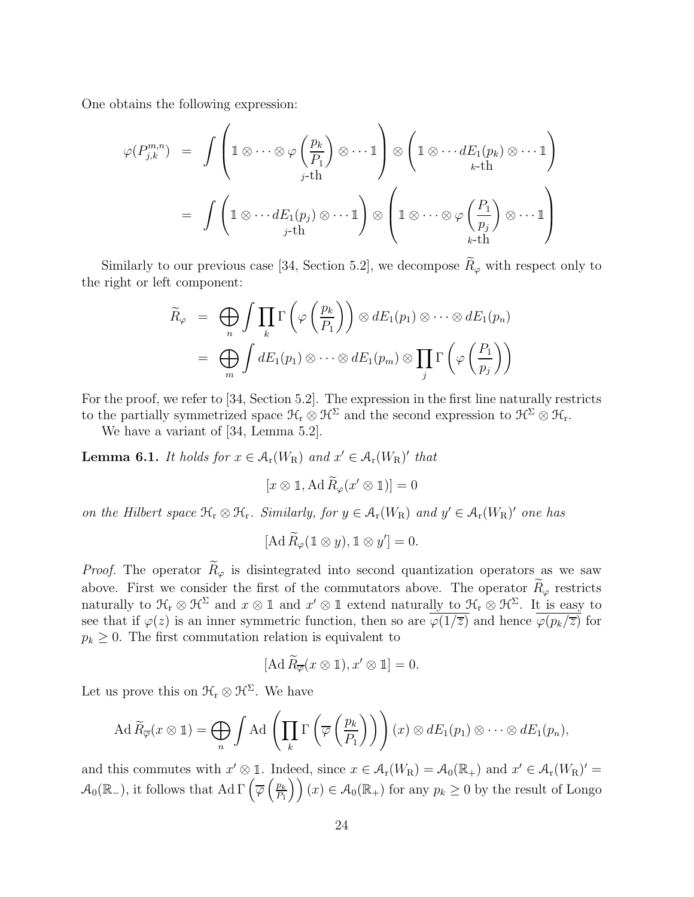One obtains the following expression:

$$
\begin{aligned}
\varphi(P^{m,n}_{j,k}) &= \int \left( \mathbb{1} \otimes \cdots \otimes \underset{j\text{-th}}{\varphi\left(\frac{p_k}{P_1}\right)} \otimes \cdots \mathbb{1} \right) \otimes \left( \mathbb{1} \otimes \cdots \underset{k\text{-th}}{dE_1(p_k)} \otimes \cdots \mathbb{1} \right) \\
&= \int \left( \mathbb{1} \otimes \cdots \underset{j\text{-th}}{dE_1(p_j)} \otimes \cdots \mathbb{1} \right) \otimes \left( \mathbb{1} \otimes \cdots \otimes \underset{k\text{-th}}{\varphi\left(\frac{P_1}{p_j}\right)} \otimes \cdots \mathbb{1} \right)
\end{aligned}
$$

Similarly to our previous case [34, Section 5.2], we decompose $\widetilde{R}_\varphi$ with respect only to the right or left component:

$$
\begin{aligned}
\widetilde{R}_\varphi &= \bigoplus_n \int \prod_k \Gamma\left(\varphi\left(\frac{p_k}{P_1}\right)\right) \otimes dE_1(p_1) \otimes \cdots \otimes dE_1(p_n) \\
&= \bigoplus_m \int dE_1(p_1) \otimes \cdots \otimes dE_1(p_m) \otimes \prod_j \Gamma\left(\varphi\left(\frac{P_1}{p_j}\right)\right)
\end{aligned}
$$

For the proof, we refer to [34, Section 5.2]. The expression in the first line naturally restricts to the partially symmetrized space $\mathcal{H}_\mathrm{r} \otimes \mathcal{H}^\Sigma$ and the second expression to $\mathcal{H}^\Sigma \otimes \mathcal{H}_\mathrm{r}$.

We have a variant of [34, Lemma 5.2].

**Lemma 6.1.** *It holds for $x \in \mathcal{A}_\mathrm{r}(W_\mathrm{R})$ and $x' \in \mathcal{A}_\mathrm{r}(W_\mathrm{R})'$ that*

$$
[x \otimes \mathbb{1}, \mathrm{Ad}\, \widetilde{R}_\varphi(x' \otimes \mathbb{1})] = 0
$$

*on the Hilbert space $\mathcal{H}_\mathrm{r} \otimes \mathcal{H}_\mathrm{r}$. Similarly, for $y \in \mathcal{A}_\mathrm{r}(W_\mathrm{R})$ and $y' \in \mathcal{A}_\mathrm{r}(W_\mathrm{R})'$ one has*

$$
[\mathrm{Ad}\, \widetilde{R}_\varphi(\mathbb{1} \otimes y), \mathbb{1} \otimes y'] = 0.
$$

*Proof.* The operator $\widetilde{R}_\varphi$ is disintegrated into second quantization operators as we saw above. First we consider the first of the commutators above. The operator $\widetilde{R}_\varphi$ restricts naturally to $\mathcal{H}_\mathrm{r} \otimes \mathcal{H}^\Sigma$ and $x \otimes \mathbb{1}$ and $x' \otimes \mathbb{1}$ extend naturally to $\mathcal{H}_\mathrm{r} \otimes \mathcal{H}^\Sigma$. It is easy to see that if $\varphi(z)$ is an inner symmetric function, then so are $\overline{\varphi(1/\overline{z})}$ and hence $\overline{\varphi(p_k/\overline{z})}$ for $p_k \geq 0$. The first commutation relation is equivalent to

$$
[\mathrm{Ad}\, \widetilde{R}_{\overline{\varphi}}(x \otimes \mathbb{1}), x' \otimes \mathbb{1}] = 0.
$$

Let us prove this on $\mathcal{H}_\mathrm{r} \otimes \mathcal{H}^\Sigma$. We have

$$
\mathrm{Ad}\, \widetilde{R}_{\overline{\varphi}}(x \otimes \mathbb{1}) = \bigoplus_n \int \mathrm{Ad}\left(\prod_k \Gamma\left(\overline{\varphi}\left(\frac{p_k}{P_1}\right)\right)\right)(x) \otimes dE_1(p_1) \otimes \cdots \otimes dE_1(p_n),
$$

and this commutes with $x' \otimes \mathbb{1}$. Indeed, since $x \in \mathcal{A}_\mathrm{r}(W_\mathrm{R}) = \mathcal{A}_0(\mathbb{R}_+)$ and $x' \in \mathcal{A}_\mathrm{r}(W_\mathrm{R})' = \mathcal{A}_0(\mathbb{R}_-)$, it follows that $\mathrm{Ad}\,\Gamma\left(\overline{\varphi}\left(\frac{p_k}{P_1}\right)\right)(x) \in \mathcal{A}_0(\mathbb{R}_+)$ for any $p_k \geq 0$ by the result of Longo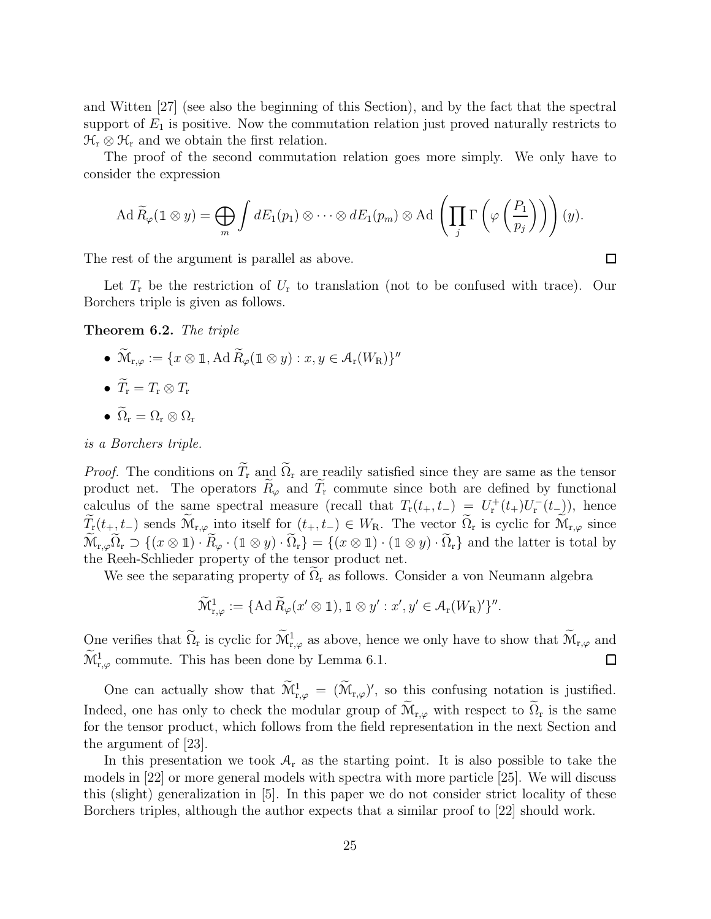and Witten [27] (see also the beginning of this Section), and by the fact that the spectral support of $E_1$ is positive. Now the commutation relation just proved naturally restricts to $\mathcal{H}_\mathrm{r} \otimes \mathcal{H}_\mathrm{r}$ and we obtain the first relation.

The proof of the second commutation relation goes more simply. We only have to consider the expression

$$\mathrm{Ad}\, \widetilde{R}_\varphi(\mathbb{1} \otimes y) = \bigoplus_m \int dE_1(p_1) \otimes \cdots \otimes dE_1(p_m) \otimes \mathrm{Ad}\left(\prod_j \Gamma\left(\varphi\left(\frac{P_1}{p_j}\right)\right)\right)(y).$$

The rest of the argument is parallel as above. $\square$

Let $T_\mathrm{r}$ be the restriction of $U_\mathrm{r}$ to translation (not to be confused with trace). Our Borchers triple is given as follows.

**Theorem 6.2.** *The triple*

- $\widetilde{\mathcal{M}}_{\mathrm{r},\varphi} := \{x \otimes \mathbb{1}, \mathrm{Ad}\, \widetilde{R}_\varphi(\mathbb{1} \otimes y) : x, y \in \mathcal{A}_\mathrm{r}(W_\mathrm{R})\}''$
- $\widetilde{T}_\mathrm{r} = T_\mathrm{r} \otimes T_\mathrm{r}$
- $\widetilde{\Omega}_\mathrm{r} = \Omega_\mathrm{r} \otimes \Omega_\mathrm{r}$

*is a Borchers triple.*

*Proof.* The conditions on $\widetilde{T}_\mathrm{r}$ and $\widetilde{\Omega}_\mathrm{r}$ are readily satisfied since they are same as the tensor product net. The operators $\widetilde{R}_\varphi$ and $\widetilde{T}_\mathrm{r}$ commute since both are defined by functional calculus of the same spectral measure (recall that $T_\mathrm{r}(t_+, t_-) = U_\mathrm{r}^+(t_+)U_\mathrm{r}^-(t_-)$), hence $\widetilde{T}_\mathrm{r}(t_+, t_-)$ sends $\widetilde{\mathcal{M}}_{\mathrm{r},\varphi}$ into itself for $(t_+, t_-) \in W_\mathrm{R}$. The vector $\widetilde{\Omega}_\mathrm{r}$ is cyclic for $\widetilde{\mathcal{M}}_{\mathrm{r},\varphi}$ since $\widetilde{\mathcal{M}}_{\mathrm{r},\varphi}\widetilde{\Omega}_\mathrm{r} \supset \{(x \otimes \mathbb{1}) \cdot \widetilde{R}_\varphi \cdot (\mathbb{1} \otimes y) \cdot \widetilde{\Omega}_\mathrm{r}\} = \{(x \otimes \mathbb{1}) \cdot (\mathbb{1} \otimes y) \cdot \widetilde{\Omega}_\mathrm{r}\}$ and the latter is total by the Reeh-Schlieder property of the tensor product net.

We see the separating property of $\widetilde{\Omega}_\mathrm{r}$ as follows. Consider a von Neumann algebra

$$\widetilde{\mathcal{M}}^1_{\mathrm{r},\varphi} := \{\mathrm{Ad}\, \widetilde{R}_\varphi(x' \otimes \mathbb{1}), \mathbb{1} \otimes y' : x', y' \in \mathcal{A}_\mathrm{r}(W_\mathrm{R})'\}''.$$

One verifies that $\widetilde{\Omega}_\mathrm{r}$ is cyclic for $\widetilde{\mathcal{M}}^1_{\mathrm{r},\varphi}$ as above, hence we only have to show that $\widetilde{\mathcal{M}}_{\mathrm{r},\varphi}$ and $\widetilde{\mathcal{M}}^1_{\mathrm{r},\varphi}$ commute. This has been done by Lemma 6.1. $\square$

One can actually show that $\widetilde{\mathcal{M}}^1_{\mathrm{r},\varphi} = (\widetilde{\mathcal{M}}_{\mathrm{r},\varphi})'$, so this confusing notation is justified. Indeed, one has only to check the modular group of $\widetilde{\mathcal{M}}_{\mathrm{r},\varphi}$ with respect to $\widetilde{\Omega}_\mathrm{r}$ is the same for the tensor product, which follows from the field representation in the next Section and the argument of [23].

In this presentation we took $\mathcal{A}_\mathrm{r}$ as the starting point. It is also possible to take the models in [22] or more general models with spectra with more particle [25]. We will discuss this (slight) generalization in [5]. In this paper we do not consider strict locality of these Borchers triples, although the author expects that a similar proof to [22] should work.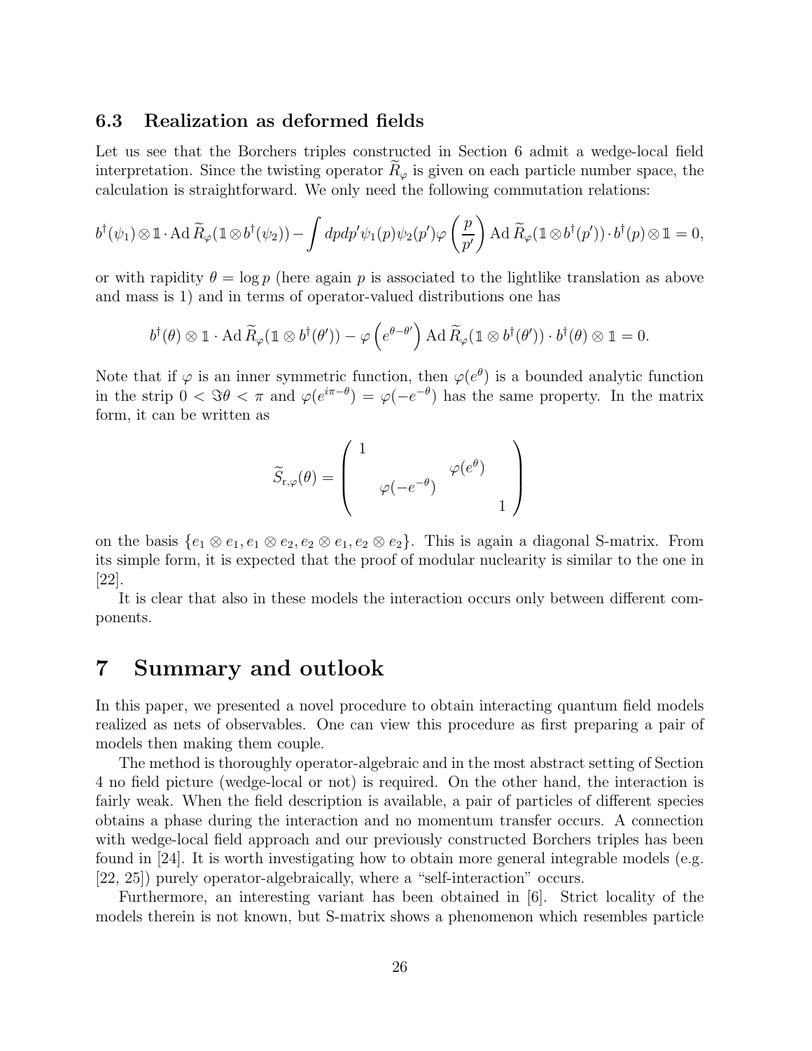### 6.3 Realization as deformed fields

Let us see that the Borchers triples constructed in Section 6 admit a wedge-local field interpretation. Since the twisting operator $\widetilde{R}_\varphi$ is given on each particle number space, the calculation is straightforward. We only need the following commutation relations:

$$b^\dagger(\psi_1)\otimes\mathbb{1}\cdot\operatorname{Ad}\widetilde{R}_\varphi(\mathbb{1}\otimes b^\dagger(\psi_2)) - \int dpdp'\psi_1(p)\psi_2(p')\varphi\left(\frac{p}{p'}\right)\operatorname{Ad}\widetilde{R}_\varphi(\mathbb{1}\otimes b^\dagger(p'))\cdot b^\dagger(p)\otimes\mathbb{1} = 0,$$

or with rapidity $\theta = \log p$ (here again $p$ is associated to the lightlike translation as above and mass is 1) and in terms of operator-valued distributions one has

$$b^\dagger(\theta)\otimes\mathbb{1}\cdot\operatorname{Ad}\widetilde{R}_\varphi(\mathbb{1}\otimes b^\dagger(\theta')) - \varphi\left(e^{\theta-\theta'}\right)\operatorname{Ad}\widetilde{R}_\varphi(\mathbb{1}\otimes b^\dagger(\theta'))\cdot b^\dagger(\theta)\otimes\mathbb{1} = 0.$$

Note that if $\varphi$ is an inner symmetric function, then $\varphi(e^\theta)$ is a bounded analytic function in the strip $0 < \Im\theta < \pi$ and $\varphi(e^{i\pi-\theta}) = \varphi(-e^{-\theta})$ has the same property. In the matrix form, it can be written as

$$\widetilde{S}_{\mathrm{r},\varphi}(\theta) = \begin{pmatrix} 1 & & & \\ & & \varphi(e^\theta) & \\ & \varphi(-e^{-\theta}) & & \\ & & & 1 \end{pmatrix}$$

on the basis $\{e_1\otimes e_1, e_1\otimes e_2, e_2\otimes e_1, e_2\otimes e_2\}$. This is again a diagonal S-matrix. From its simple form, it is expected that the proof of modular nuclearity is similar to the one in [22].

It is clear that also in these models the interaction occurs only between different components.

# 7 Summary and outlook

In this paper, we presented a novel procedure to obtain interacting quantum field models realized as nets of observables. One can view this procedure as first preparing a pair of models then making them couple.

The method is thoroughly operator-algebraic and in the most abstract setting of Section 4 no field picture (wedge-local or not) is required. On the other hand, the interaction is fairly weak. When the field description is available, a pair of particles of different species obtains a phase during the interaction and no momentum transfer occurs. A connection with wedge-local field approach and our previously constructed Borchers triples has been found in [24]. It is worth investigating how to obtain more general integrable models (e.g. [22, 25]) purely operator-algebraically, where a "self-interaction" occurs.

Furthermore, an interesting variant has been obtained in [6]. Strict locality of the models therein is not known, but S-matrix shows a phenomenon which resembles particle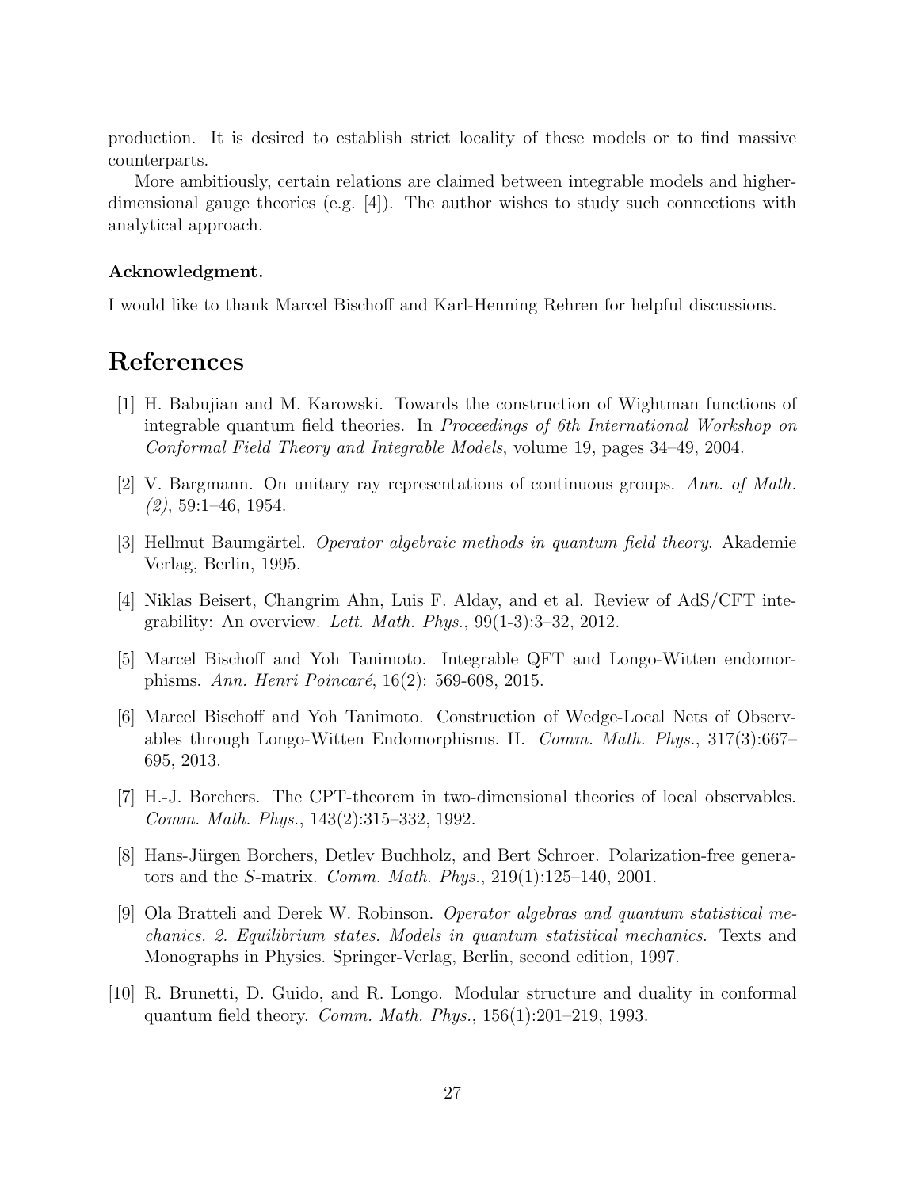production. It is desired to establish strict locality of these models or to find massive counterparts.

More ambitiously, certain relations are claimed between integrable models and higher-dimensional gauge theories (e.g. [4]). The author wishes to study such connections with analytical approach.

**Acknowledgment.**

I would like to thank Marcel Bischoff and Karl-Henning Rehren for helpful discussions.

# References

[1] H. Babujian and M. Karowski. Towards the construction of Wightman functions of integrable quantum field theories. In *Proceedings of 6th International Workshop on Conformal Field Theory and Integrable Models*, volume 19, pages 34–49, 2004.

[2] V. Bargmann. On unitary ray representations of continuous groups. *Ann. of Math. (2)*, 59:1–46, 1954.

[3] Hellmut Baumgärtel. *Operator algebraic methods in quantum field theory*. Akademie Verlag, Berlin, 1995.

[4] Niklas Beisert, Changrim Ahn, Luis F. Alday, and et al. Review of AdS/CFT integrability: An overview. *Lett. Math. Phys.*, 99(1-3):3–32, 2012.

[5] Marcel Bischoff and Yoh Tanimoto. Integrable QFT and Longo-Witten endomorphisms. *Ann. Henri Poincaré*, 16(2): 569-608, 2015.

[6] Marcel Bischoff and Yoh Tanimoto. Construction of Wedge-Local Nets of Observables through Longo-Witten Endomorphisms. II. *Comm. Math. Phys.*, 317(3):667–695, 2013.

[7] H.-J. Borchers. The CPT-theorem in two-dimensional theories of local observables. *Comm. Math. Phys.*, 143(2):315–332, 1992.

[8] Hans-Jürgen Borchers, Detlev Buchholz, and Bert Schroer. Polarization-free generators and the $S$-matrix. *Comm. Math. Phys.*, 219(1):125–140, 2001.

[9] Ola Bratteli and Derek W. Robinson. *Operator algebras and quantum statistical mechanics. 2. Equilibrium states. Models in quantum statistical mechanics*. Texts and Monographs in Physics. Springer-Verlag, Berlin, second edition, 1997.

[10] R. Brunetti, D. Guido, and R. Longo. Modular structure and duality in conformal quantum field theory. *Comm. Math. Phys.*, 156(1):201–219, 1993.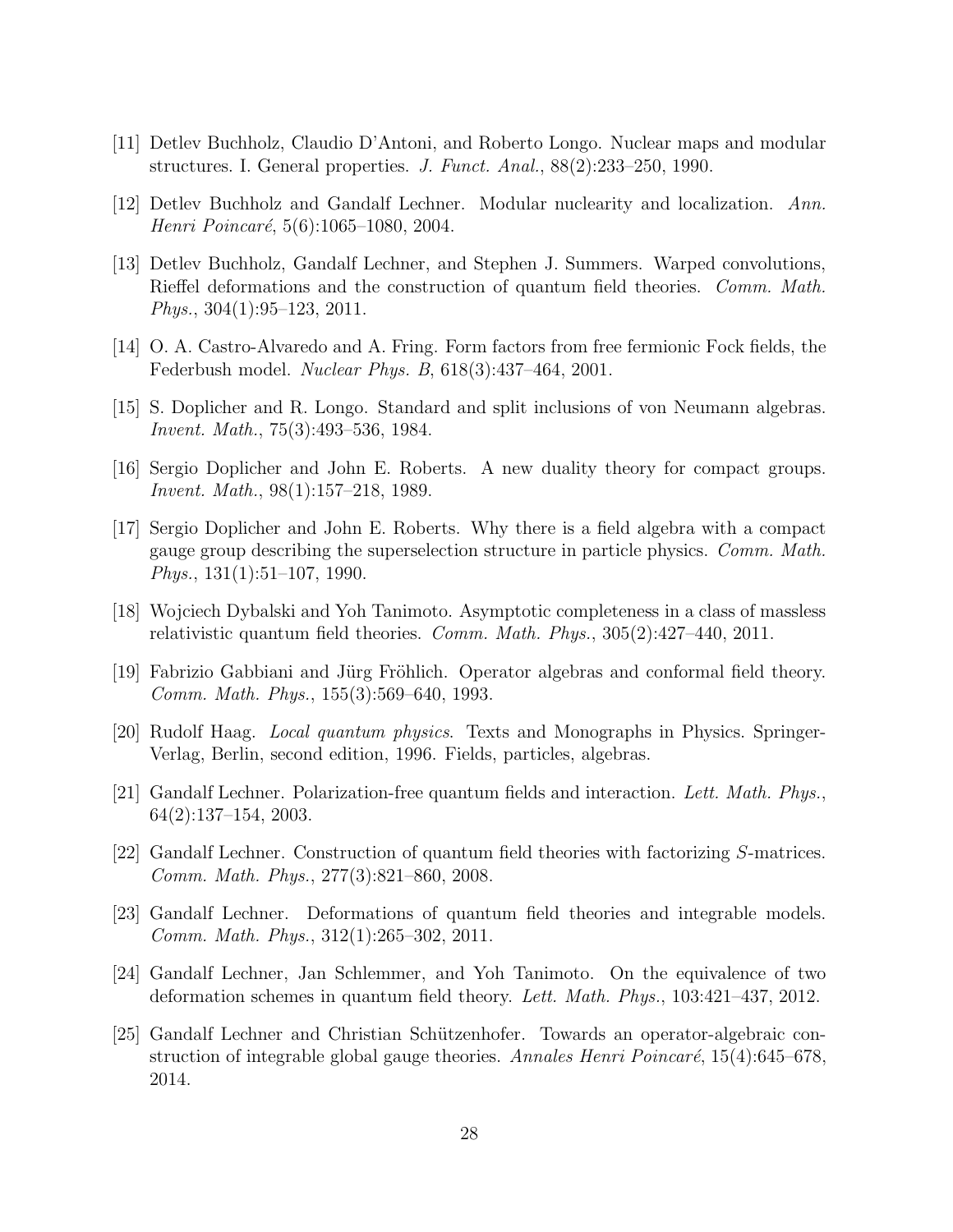[11] Detlev Buchholz, Claudio D'Antoni, and Roberto Longo. Nuclear maps and modular structures. I. General properties. *J. Funct. Anal.*, 88(2):233–250, 1990.

[12] Detlev Buchholz and Gandalf Lechner. Modular nuclearity and localization. *Ann. Henri Poincaré*, 5(6):1065–1080, 2004.

[13] Detlev Buchholz, Gandalf Lechner, and Stephen J. Summers. Warped convolutions, Rieffel deformations and the construction of quantum field theories. *Comm. Math. Phys.*, 304(1):95–123, 2011.

[14] O. A. Castro-Alvaredo and A. Fring. Form factors from free fermionic Fock fields, the Federbush model. *Nuclear Phys. B*, 618(3):437–464, 2001.

[15] S. Doplicher and R. Longo. Standard and split inclusions of von Neumann algebras. *Invent. Math.*, 75(3):493–536, 1984.

[16] Sergio Doplicher and John E. Roberts. A new duality theory for compact groups. *Invent. Math.*, 98(1):157–218, 1989.

[17] Sergio Doplicher and John E. Roberts. Why there is a field algebra with a compact gauge group describing the superselection structure in particle physics. *Comm. Math. Phys.*, 131(1):51–107, 1990.

[18] Wojciech Dybalski and Yoh Tanimoto. Asymptotic completeness in a class of massless relativistic quantum field theories. *Comm. Math. Phys.*, 305(2):427–440, 2011.

[19] Fabrizio Gabbiani and Jürg Fröhlich. Operator algebras and conformal field theory. *Comm. Math. Phys.*, 155(3):569–640, 1993.

[20] Rudolf Haag. *Local quantum physics*. Texts and Monographs in Physics. Springer-Verlag, Berlin, second edition, 1996. Fields, particles, algebras.

[21] Gandalf Lechner. Polarization-free quantum fields and interaction. *Lett. Math. Phys.*, 64(2):137–154, 2003.

[22] Gandalf Lechner. Construction of quantum field theories with factorizing $S$-matrices. *Comm. Math. Phys.*, 277(3):821–860, 2008.

[23] Gandalf Lechner. Deformations of quantum field theories and integrable models. *Comm. Math. Phys.*, 312(1):265–302, 2011.

[24] Gandalf Lechner, Jan Schlemmer, and Yoh Tanimoto. On the equivalence of two deformation schemes in quantum field theory. *Lett. Math. Phys.*, 103:421–437, 2012.

[25] Gandalf Lechner and Christian Schützenhofer. Towards an operator-algebraic construction of integrable global gauge theories. *Annales Henri Poincaré*, 15(4):645–678, 2014.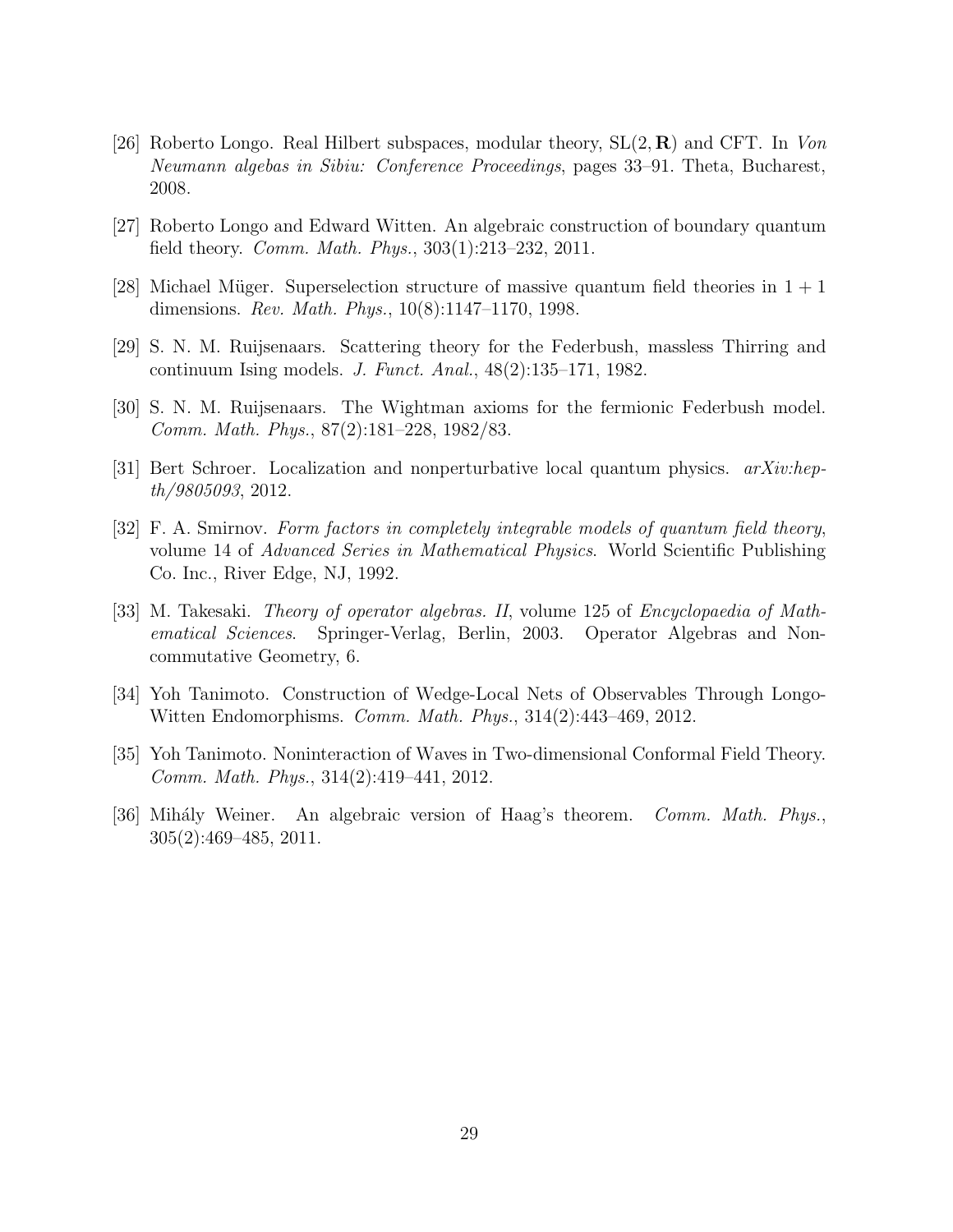[26] Roberto Longo. Real Hilbert subspaces, modular theory, $\mathrm{SL}(2, \mathbf{R})$ and CFT. In *Von Neumann algebas in Sibiu: Conference Proceedings*, pages 33–91. Theta, Bucharest, 2008.

[27] Roberto Longo and Edward Witten. An algebraic construction of boundary quantum field theory. *Comm. Math. Phys.*, 303(1):213–232, 2011.

[28] Michael Müger. Superselection structure of massive quantum field theories in $1+1$ dimensions. *Rev. Math. Phys.*, 10(8):1147–1170, 1998.

[29] S. N. M. Ruijsenaars. Scattering theory for the Federbush, massless Thirring and continuum Ising models. *J. Funct. Anal.*, 48(2):135–171, 1982.

[30] S. N. M. Ruijsenaars. The Wightman axioms for the fermionic Federbush model. *Comm. Math. Phys.*, 87(2):181–228, 1982/83.

[31] Bert Schroer. Localization and nonperturbative local quantum physics. *arXiv:hep-th/9805093*, 2012.

[32] F. A. Smirnov. *Form factors in completely integrable models of quantum field theory*, volume 14 of *Advanced Series in Mathematical Physics*. World Scientific Publishing Co. Inc., River Edge, NJ, 1992.

[33] M. Takesaki. *Theory of operator algebras. II*, volume 125 of *Encyclopaedia of Mathematical Sciences*. Springer-Verlag, Berlin, 2003. Operator Algebras and Non-commutative Geometry, 6.

[34] Yoh Tanimoto. Construction of Wedge-Local Nets of Observables Through Longo-Witten Endomorphisms. *Comm. Math. Phys.*, 314(2):443–469, 2012.

[35] Yoh Tanimoto. Noninteraction of Waves in Two-dimensional Conformal Field Theory. *Comm. Math. Phys.*, 314(2):419–441, 2012.

[36] Mihály Weiner. An algebraic version of Haag's theorem. *Comm. Math. Phys.*, 305(2):469–485, 2011.